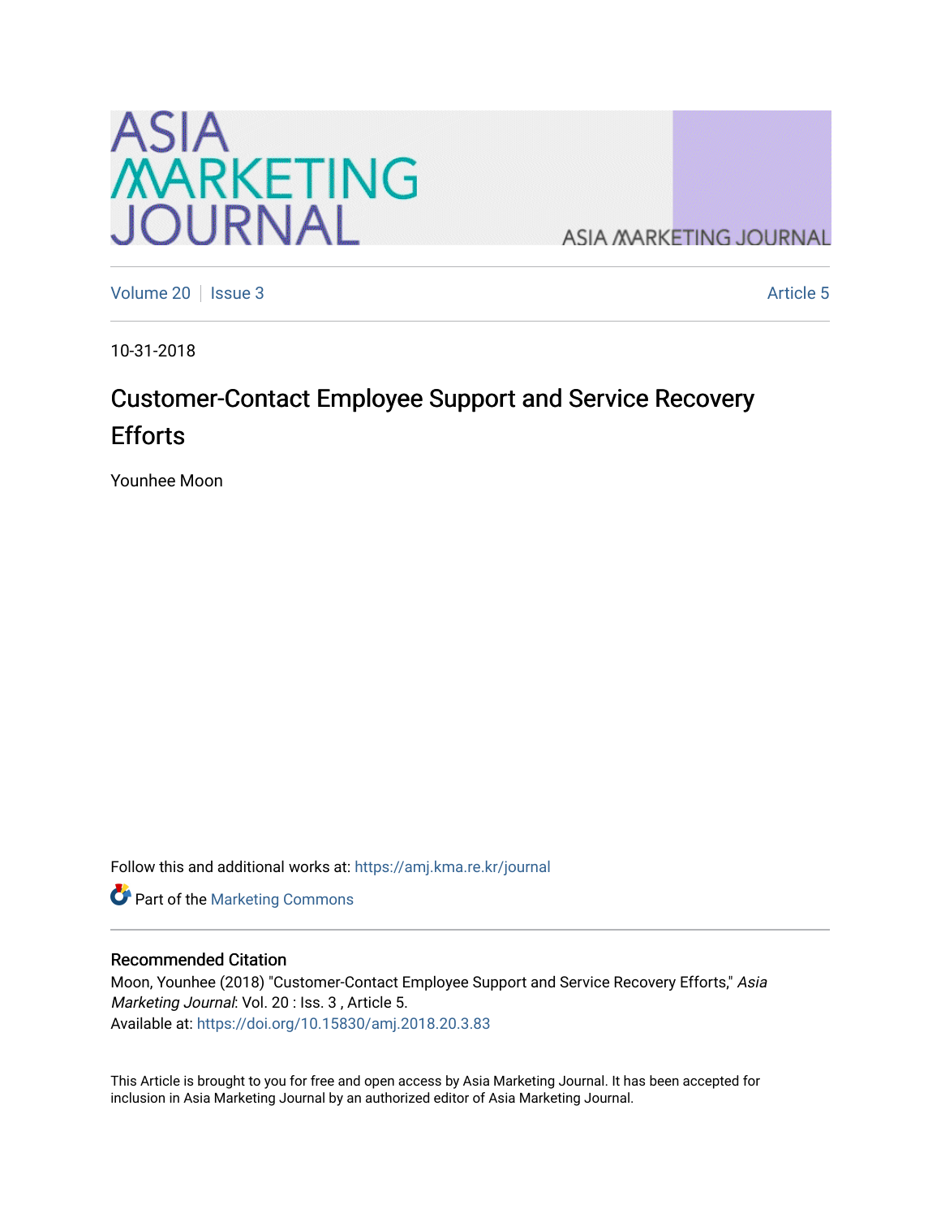# ASIA MARKETING JOURNAL

Volume 20 | Issue 3 | Article 5

10-31-2018

# Customer-Contact Employee Support and Service Recovery Efforts

Younhee Moon

Follow this and additional works at: https://amj.kma.re.kr/journal

Part of the Marketing Commons

## Recommended Citation

Moon, Younhee (2018) "Customer-Contact Employee Support and Service Recovery Efforts," *Asia Marketing Journal*: Vol. 20 : Iss. 3 , Article 5.
Available at: https://doi.org/10.15830/amj.2018.20.3.83

This Article is brought to you for free and open access by Asia Marketing Journal. It has been accepted for inclusion in Asia Marketing Journal by an authorized editor of Asia Marketing Journal.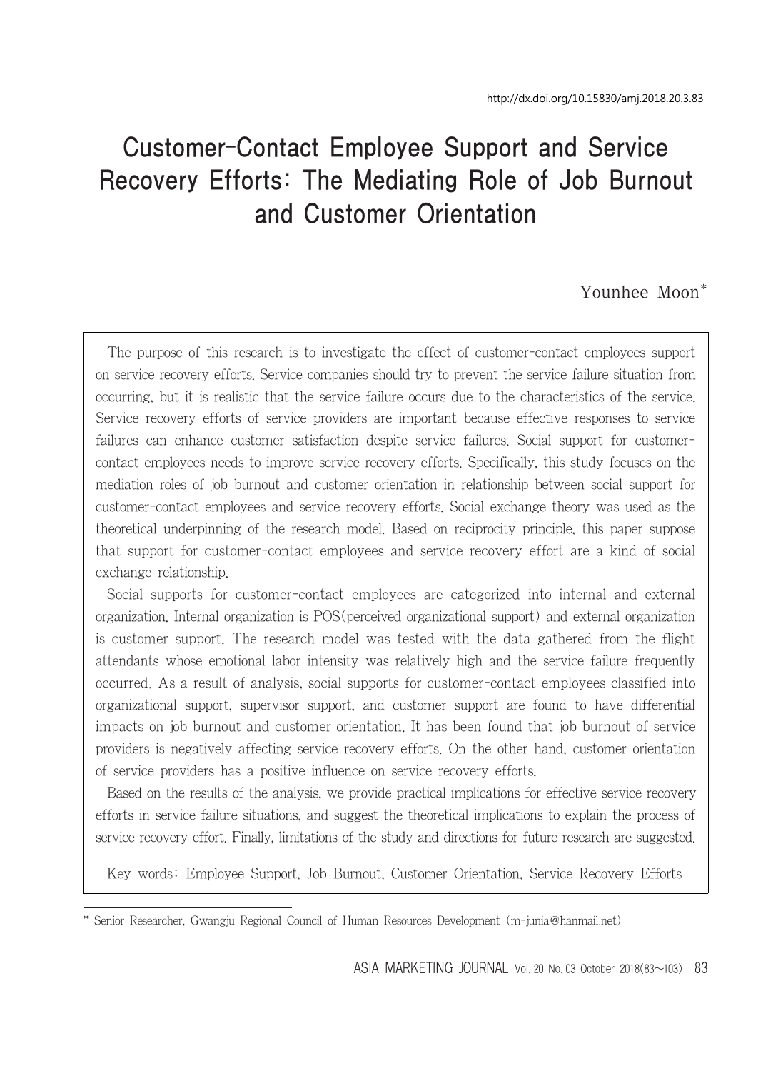# Customer-Contact Employee Support and Service Recovery Efforts: The Mediating Role of Job Burnout and Customer Orientation

Younhee Moon*

The purpose of this research is to investigate the effect of customer-contact employees support on service recovery efforts. Service companies should try to prevent the service failure situation from occurring, but it is realistic that the service failure occurs due to the characteristics of the service. Service recovery efforts of service providers are important because effective responses to service failures can enhance customer satisfaction despite service failures. Social support for customer-contact employees needs to improve service recovery efforts. Specifically, this study focuses on the mediation roles of job burnout and customer orientation in relationship between social support for customer-contact employees and service recovery efforts. Social exchange theory was used as the theoretical underpinning of the research model. Based on reciprocity principle, this paper suppose that support for customer-contact employees and service recovery effort are a kind of social exchange relationship.

Social supports for customer-contact employees are categorized into internal and external organization. Internal organization is POS(perceived organizational support) and external organization is customer support. The research model was tested with the data gathered from the flight attendants whose emotional labor intensity was relatively high and the service failure frequently occurred. As a result of analysis, social supports for customer-contact employees classified into organizational support, supervisor support, and customer support are found to have differential impacts on job burnout and customer orientation. It has been found that job burnout of service providers is negatively affecting service recovery efforts. On the other hand, customer orientation of service providers has a positive influence on service recovery efforts.

Based on the results of the analysis, we provide practical implications for effective service recovery efforts in service failure situations, and suggest the theoretical implications to explain the process of service recovery effort. Finally, limitations of the study and directions for future research are suggested.

Key words: Employee Support, Job Burnout, Customer Orientation, Service Recovery Efforts

---

* Senior Researcher, Gwangju Regional Council of Human Resources Development (m-junia@hanmail.net)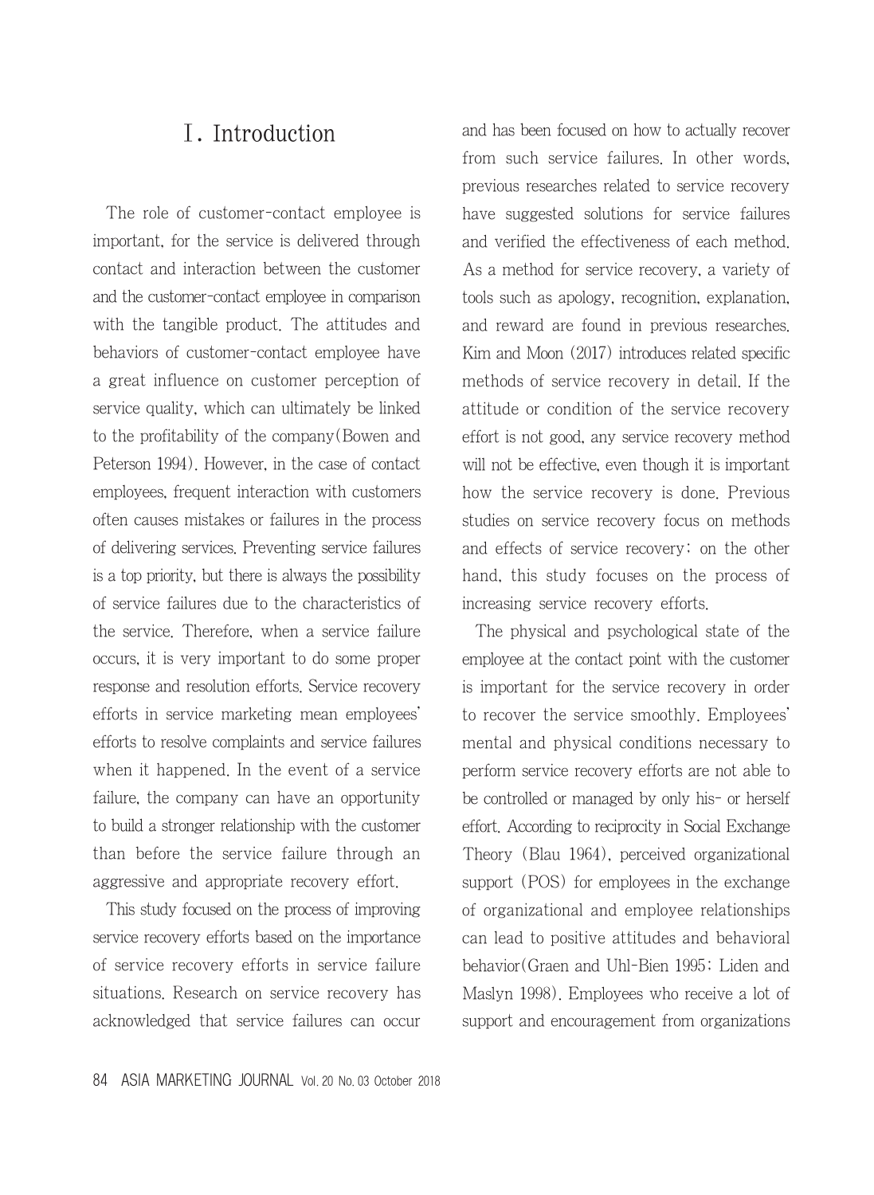# Ⅰ. Introduction

The role of customer-contact employee is important, for the service is delivered through contact and interaction between the customer and the customer-contact employee in comparison with the tangible product. The attitudes and behaviors of customer-contact employee have a great influence on customer perception of service quality, which can ultimately be linked to the profitability of the company(Bowen and Peterson 1994). However, in the case of contact employees, frequent interaction with customers often causes mistakes or failures in the process of delivering services. Preventing service failures is a top priority, but there is always the possibility of service failures due to the characteristics of the service. Therefore, when a service failure occurs, it is very important to do some proper response and resolution efforts. Service recovery efforts in service marketing mean employees' efforts to resolve complaints and service failures when it happened. In the event of a service failure, the company can have an opportunity to build a stronger relationship with the customer than before the service failure through an aggressive and appropriate recovery effort.

This study focused on the process of improving service recovery efforts based on the importance of service recovery efforts in service failure situations. Research on service recovery has acknowledged that service failures can occur and has been focused on how to actually recover from such service failures. In other words, previous researches related to service recovery have suggested solutions for service failures and verified the effectiveness of each method. As a method for service recovery, a variety of tools such as apology, recognition, explanation, and reward are found in previous researches. Kim and Moon (2017) introduces related specific methods of service recovery in detail. If the attitude or condition of the service recovery effort is not good, any service recovery method will not be effective, even though it is important how the service recovery is done. Previous studies on service recovery focus on methods and effects of service recovery; on the other hand, this study focuses on the process of increasing service recovery efforts.

The physical and psychological state of the employee at the contact point with the customer is important for the service recovery in order to recover the service smoothly. Employees' mental and physical conditions necessary to perform service recovery efforts are not able to be controlled or managed by only his- or herself effort. According to reciprocity in Social Exchange Theory (Blau 1964), perceived organizational support (POS) for employees in the exchange of organizational and employee relationships can lead to positive attitudes and behavioral behavior(Graen and Uhl-Bien 1995; Liden and Maslyn 1998). Employees who receive a lot of support and encouragement from organizations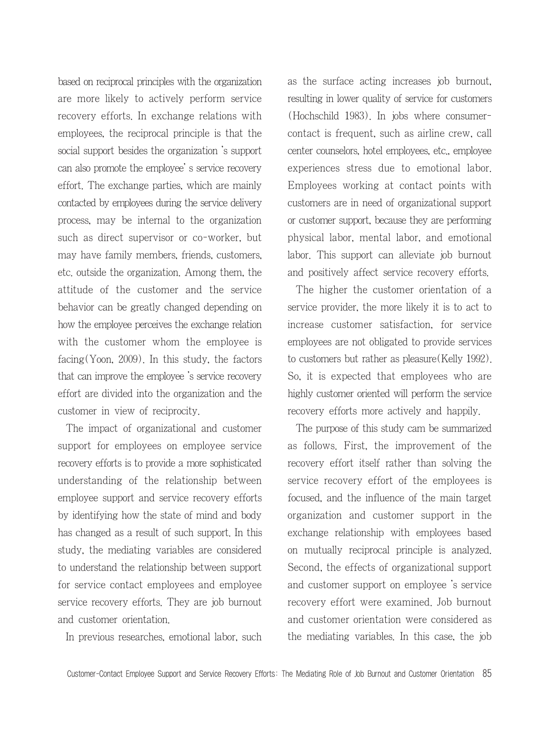based on reciprocal principles with the organization are more likely to actively perform service recovery efforts. In exchange relations with employees, the reciprocal principle is that the social support besides the organization 's support can also promote the employee' s service recovery effort. The exchange parties, which are mainly contacted by employees during the service delivery process, may be internal to the organization such as direct supervisor or co-worker, but may have family members, friends, customers, etc. outside the organization. Among them, the attitude of the customer and the service behavior can be greatly changed depending on how the employee perceives the exchange relation with the customer whom the employee is facing(Yoon, 2009). In this study, the factors that can improve the employee 's service recovery effort are divided into the organization and the customer in view of reciprocity.

The impact of organizational and customer support for employees on employee service recovery efforts is to provide a more sophisticated understanding of the relationship between employee support and service recovery efforts by identifying how the state of mind and body has changed as a result of such support. In this study, the mediating variables are considered to understand the relationship between support for service contact employees and employee service recovery efforts. They are job burnout and customer orientation.

In previous researches, emotional labor, such as the surface acting increases job burnout, resulting in lower quality of service for customers (Hochschild 1983). In jobs where consumer-contact is frequent, such as airline crew, call center counselors, hotel employees, etc., employee experiences stress due to emotional labor. Employees working at contact points with customers are in need of organizational support or customer support, because they are performing physical labor, mental labor, and emotional labor. This support can alleviate job burnout and positively affect service recovery efforts.

The higher the customer orientation of a service provider, the more likely it is to act to increase customer satisfaction, for service employees are not obligated to provide services to customers but rather as pleasure(Kelly 1992). So, it is expected that employees who are highly customer oriented will perform the service recovery efforts more actively and happily.

The purpose of this study cam be summarized as follows. First, the improvement of the recovery effort itself rather than solving the service recovery effort of the employees is focused, and the influence of the main target organization and customer support in the exchange relationship with employees based on mutually reciprocal principle is analyzed. Second, the effects of organizational support and customer support on employee 's service recovery effort were examined. Job burnout and customer orientation were considered as the mediating variables. In this case, the job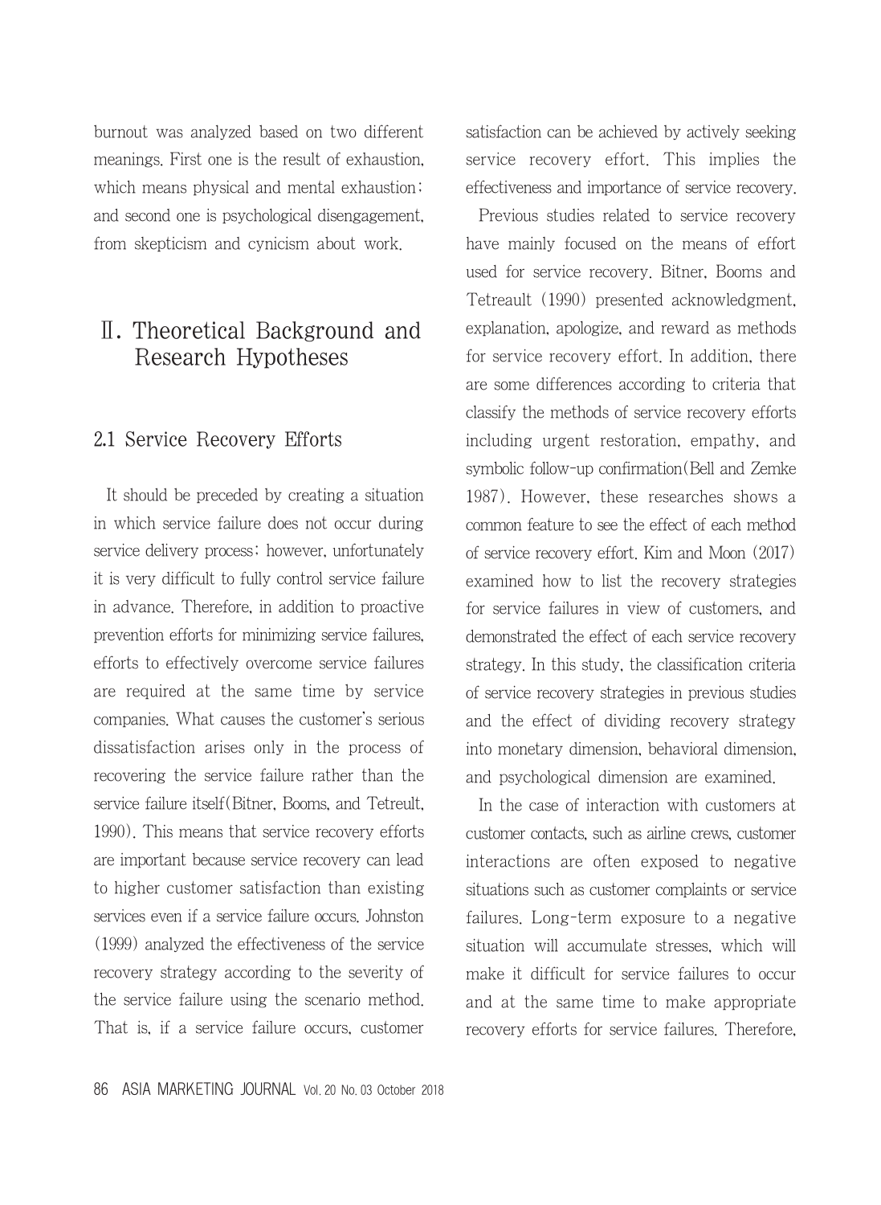burnout was analyzed based on two different meanings. First one is the result of exhaustion, which means physical and mental exhaustion; and second one is psychological disengagement, from skepticism and cynicism about work.

# Ⅱ. Theoretical Background and Research Hypotheses

## 2.1 Service Recovery Efforts

It should be preceded by creating a situation in which service failure does not occur during service delivery process; however, unfortunately it is very difficult to fully control service failure in advance. Therefore, in addition to proactive prevention efforts for minimizing service failures, efforts to effectively overcome service failures are required at the same time by service companies. What causes the customer's serious dissatisfaction arises only in the process of recovering the service failure rather than the service failure itself(Bitner, Booms, and Tetreult, 1990). This means that service recovery efforts are important because service recovery can lead to higher customer satisfaction than existing services even if a service failure occurs. Johnston (1999) analyzed the effectiveness of the service recovery strategy according to the severity of the service failure using the scenario method. That is, if a service failure occurs, customer satisfaction can be achieved by actively seeking service recovery effort. This implies the effectiveness and importance of service recovery.

Previous studies related to service recovery have mainly focused on the means of effort used for service recovery. Bitner, Booms and Tetreault (1990) presented acknowledgment, explanation, apologize, and reward as methods for service recovery effort. In addition, there are some differences according to criteria that classify the methods of service recovery efforts including urgent restoration, empathy, and symbolic follow-up confirmation(Bell and Zemke 1987). However, these researches shows a common feature to see the effect of each method of service recovery effort. Kim and Moon (2017) examined how to list the recovery strategies for service failures in view of customers, and demonstrated the effect of each service recovery strategy. In this study, the classification criteria of service recovery strategies in previous studies and the effect of dividing recovery strategy into monetary dimension, behavioral dimension, and psychological dimension are examined.

In the case of interaction with customers at customer contacts, such as airline crews, customer interactions are often exposed to negative situations such as customer complaints or service failures. Long-term exposure to a negative situation will accumulate stresses, which will make it difficult for service failures to occur and at the same time to make appropriate recovery efforts for service failures. Therefore,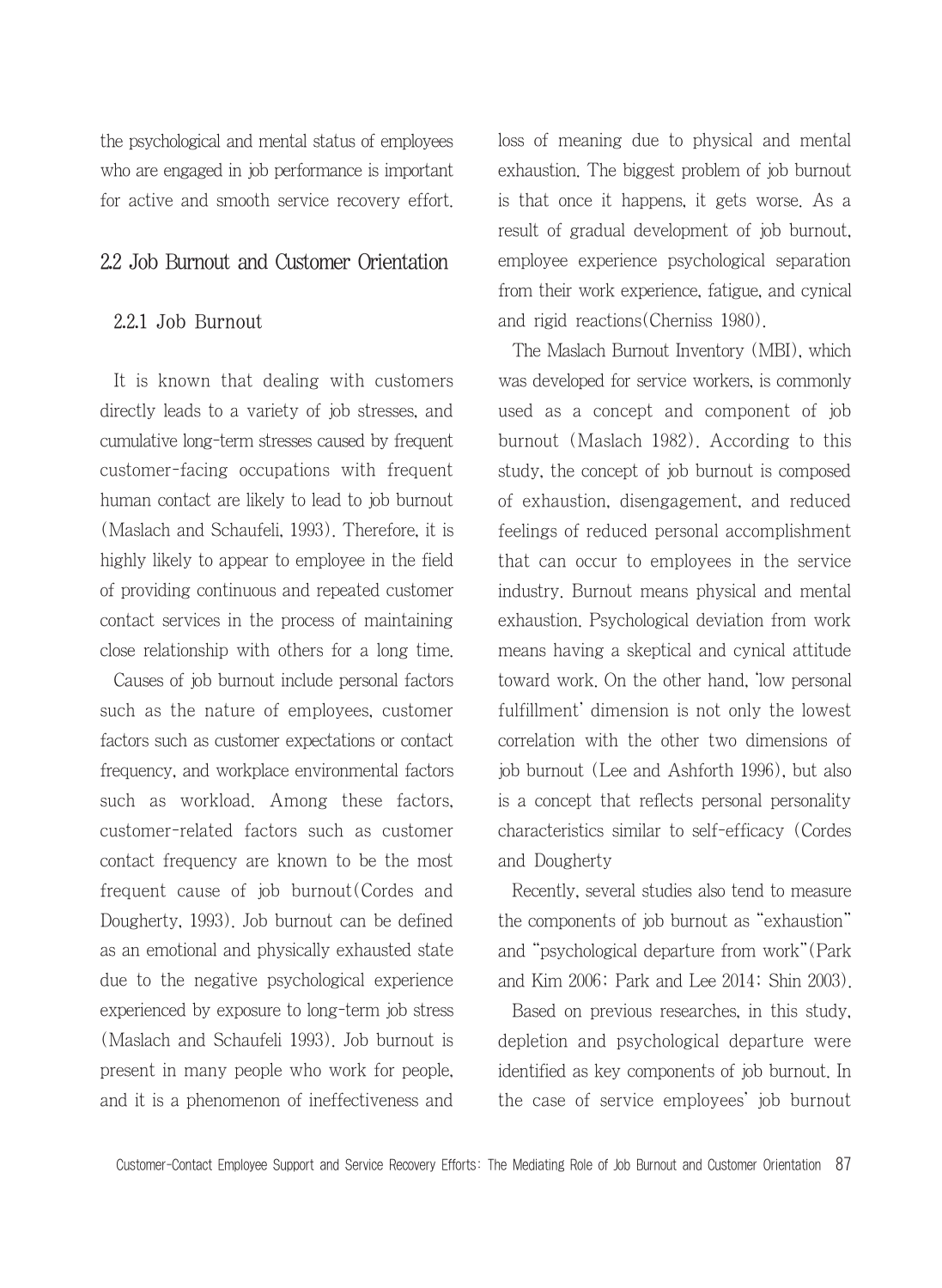the psychological and mental status of employees who are engaged in job performance is important for active and smooth service recovery effort.

## 2.2 Job Burnout and Customer Orientation

### 2.2.1 Job Burnout

It is known that dealing with customers directly leads to a variety of job stresses, and cumulative long-term stresses caused by frequent customer-facing occupations with frequent human contact are likely to lead to job burnout (Maslach and Schaufeli, 1993). Therefore, it is highly likely to appear to employee in the field of providing continuous and repeated customer contact services in the process of maintaining close relationship with others for a long time.

Causes of job burnout include personal factors such as the nature of employees, customer factors such as customer expectations or contact frequency, and workplace environmental factors such as workload. Among these factors, customer-related factors such as customer contact frequency are known to be the most frequent cause of job burnout(Cordes and Dougherty, 1993). Job burnout can be defined as an emotional and physically exhausted state due to the negative psychological experience experienced by exposure to long-term job stress (Maslach and Schaufeli 1993). Job burnout is present in many people who work for people, and it is a phenomenon of ineffectiveness and loss of meaning due to physical and mental exhaustion. The biggest problem of job burnout is that once it happens, it gets worse. As a result of gradual development of job burnout, employee experience psychological separation from their work experience, fatigue, and cynical and rigid reactions(Cherniss 1980).

The Maslach Burnout Inventory (MBI), which was developed for service workers, is commonly used as a concept and component of job burnout (Maslach 1982). According to this study, the concept of job burnout is composed of exhaustion, disengagement, and reduced feelings of reduced personal accomplishment that can occur to employees in the service industry. Burnout means physical and mental exhaustion. Psychological deviation from work means having a skeptical and cynical attitude toward work. On the other hand, 'low personal fulfillment' dimension is not only the lowest correlation with the other two dimensions of job burnout (Lee and Ashforth 1996), but also is a concept that reflects personal personality characteristics similar to self-efficacy (Cordes and Dougherty

Recently, several studies also tend to measure the components of job burnout as "exhaustion" and "psychological departure from work"(Park and Kim 2006; Park and Lee 2014; Shin 2003).

Based on previous researches, in this study, depletion and psychological departure were identified as key components of job burnout. In the case of service employees' job burnout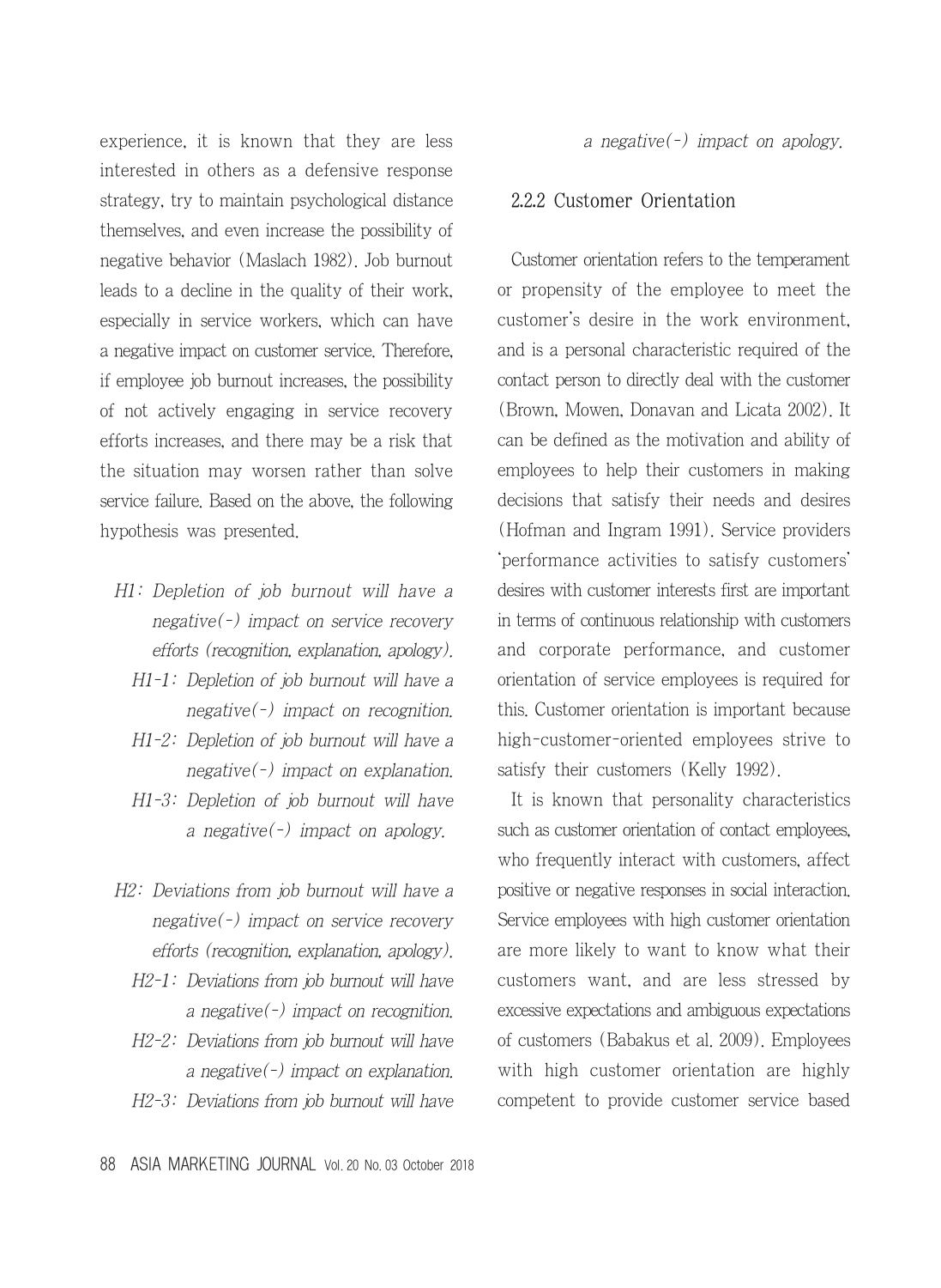experience, it is known that they are less interested in others as a defensive response strategy, try to maintain psychological distance themselves, and even increase the possibility of negative behavior (Maslach 1982). Job burnout leads to a decline in the quality of their work, especially in service workers, which can have a negative impact on customer service. Therefore, if employee job burnout increases, the possibility of not actively engaging in service recovery efforts increases, and there may be a risk that the situation may worsen rather than solve service failure. Based on the above, the following hypothesis was presented.

*H1: Depletion of job burnout will have a negative(-) impact on service recovery efforts (recognition, explanation, apology).*

*H1-1: Depletion of job burnout will have a negative(-) impact on recognition.*

*H1-2: Depletion of job burnout will have a negative(-) impact on explanation.*

*H1-3: Depletion of job burnout will have a negative(-) impact on apology.*

*H2: Deviations from job burnout will have a negative(-) impact on service recovery efforts (recognition, explanation, apology).*

*H2-1: Deviations from job burnout will have a negative(-) impact on recognition.*

*H2-2: Deviations from job burnout will have a negative(-) impact on explanation.*

*H2-3: Deviations from job burnout will have a negative(-) impact on apology.*

### 2.2.2 Customer Orientation

Customer orientation refers to the temperament or propensity of the employee to meet the customer's desire in the work environment, and is a personal characteristic required of the contact person to directly deal with the customer (Brown, Mowen, Donavan and Licata 2002). It can be defined as the motivation and ability of employees to help their customers in making decisions that satisfy their needs and desires (Hofman and Ingram 1991). Service providers 'performance activities to satisfy customers' desires with customer interests first are important in terms of continuous relationship with customers and corporate performance, and customer orientation of service employees is required for this. Customer orientation is important because high-customer-oriented employees strive to satisfy their customers (Kelly 1992).

It is known that personality characteristics such as customer orientation of contact employees, who frequently interact with customers, affect positive or negative responses in social interaction. Service employees with high customer orientation are more likely to want to know what their customers want, and are less stressed by excessive expectations and ambiguous expectations of customers (Babakus et al. 2009). Employees with high customer orientation are highly competent to provide customer service based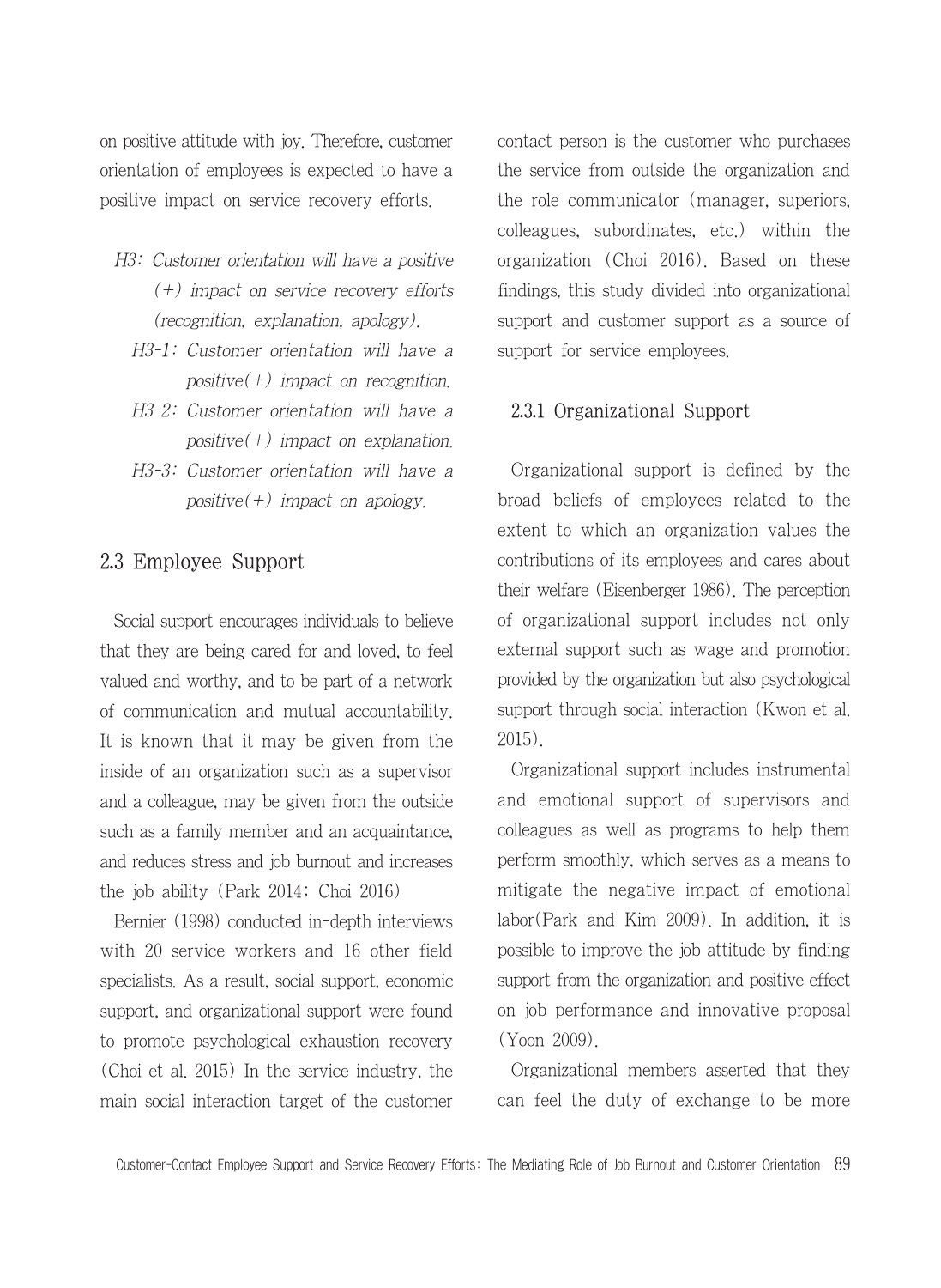on positive attitude with joy. Therefore, customer orientation of employees is expected to have a positive impact on service recovery efforts.

*H3: Customer orientation will have a positive (+) impact on service recovery efforts (recognition, explanation, apology).*

*H3-1: Customer orientation will have a positive(+) impact on recognition.*

*H3-2: Customer orientation will have a positive(+) impact on explanation.*

*H3-3: Customer orientation will have a positive(+) impact on apology.*

## 2.3 Employee Support

Social support encourages individuals to believe that they are being cared for and loved, to feel valued and worthy, and to be part of a network of communication and mutual accountability. It is known that it may be given from the inside of an organization such as a supervisor and a colleague, may be given from the outside such as a family member and an acquaintance, and reduces stress and job burnout and increases the job ability (Park 2014; Choi 2016)

Bernier (1998) conducted in-depth interviews with 20 service workers and 16 other field specialists. As a result, social support, economic support, and organizational support were found to promote psychological exhaustion recovery (Choi et al. 2015) In the service industry, the main social interaction target of the customer contact person is the customer who purchases the service from outside the organization and the role communicator (manager, superiors, colleagues, subordinates, etc.) within the organization (Choi 2016). Based on these findings, this study divided into organizational support and customer support as a source of support for service employees.

### 2.3.1 Organizational Support

Organizational support is defined by the broad beliefs of employees related to the extent to which an organization values the contributions of its employees and cares about their welfare (Eisenberger 1986). The perception of organizational support includes not only external support such as wage and promotion provided by the organization but also psychological support through social interaction (Kwon et al. 2015).

Organizational support includes instrumental and emotional support of supervisors and colleagues as well as programs to help them perform smoothly, which serves as a means to mitigate the negative impact of emotional labor(Park and Kim 2009). In addition, it is possible to improve the job attitude by finding support from the organization and positive effect on job performance and innovative proposal (Yoon 2009).

Organizational members asserted that they can feel the duty of exchange to be more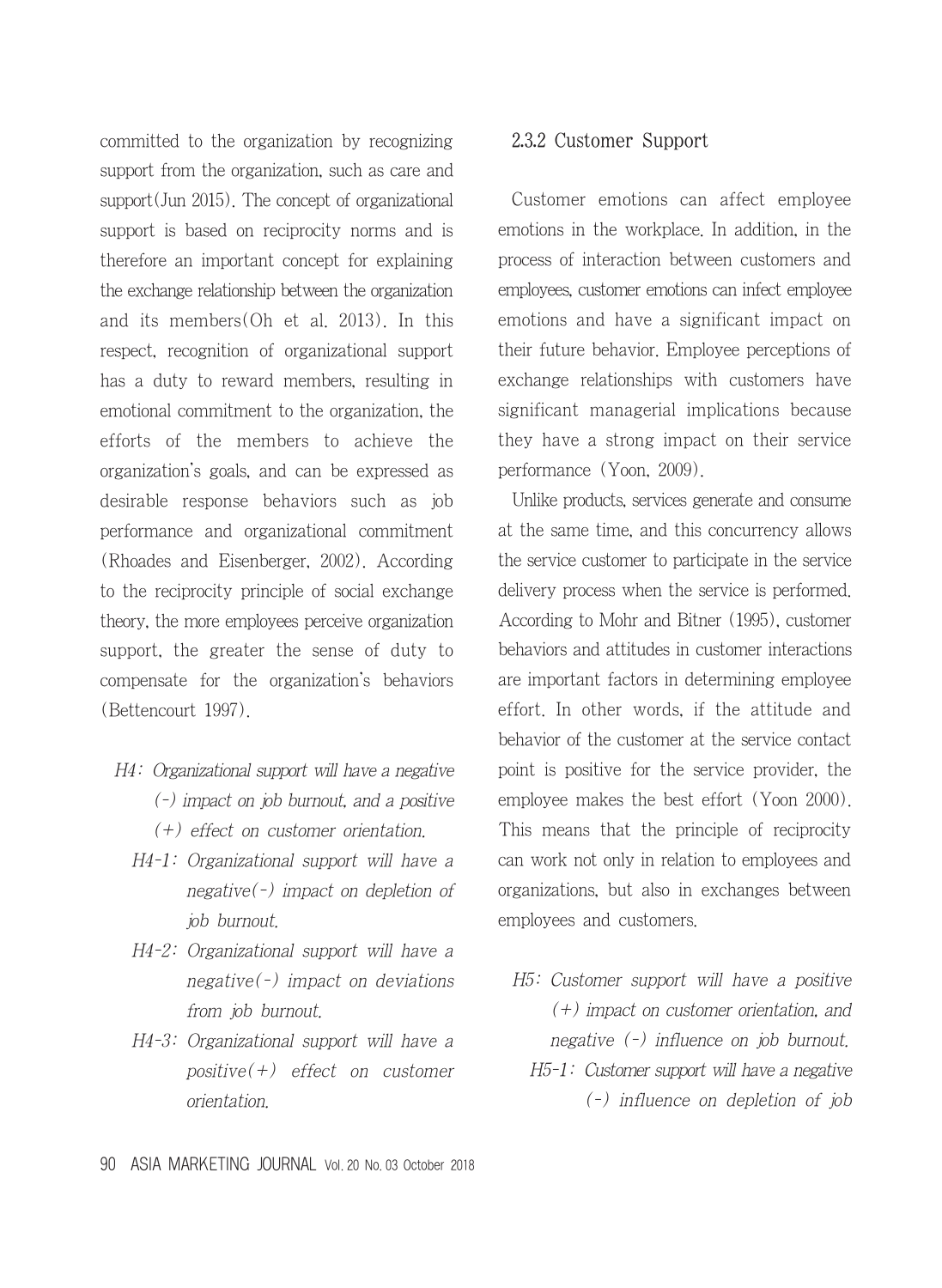committed to the organization by recognizing support from the organization, such as care and support(Jun 2015). The concept of organizational support is based on reciprocity norms and is therefore an important concept for explaining the exchange relationship between the organization and its members(Oh et al. 2013). In this respect, recognition of organizational support has a duty to reward members, resulting in emotional commitment to the organization, the efforts of the members to achieve the organization's goals, and can be expressed as desirable response behaviors such as job performance and organizational commitment (Rhoades and Eisenberger, 2002). According to the reciprocity principle of social exchange theory, the more employees perceive organization support, the greater the sense of duty to compensate for the organization's behaviors (Bettencourt 1997).

*H4: Organizational support will have a negative (-) impact on job burnout, and a positive (+) effect on customer orientation.*

*H4-1: Organizational support will have a negative(-) impact on depletion of job burnout.*

*H4-2: Organizational support will have a negative(-) impact on deviations from job burnout.*

*H4-3: Organizational support will have a positive(+) effect on customer orientation.*

### 2.3.2 Customer Support

Customer emotions can affect employee emotions in the workplace. In addition, in the process of interaction between customers and employees, customer emotions can infect employee emotions and have a significant impact on their future behavior. Employee perceptions of exchange relationships with customers have significant managerial implications because they have a strong impact on their service performance (Yoon, 2009).

Unlike products, services generate and consume at the same time, and this concurrency allows the service customer to participate in the service delivery process when the service is performed. According to Mohr and Bitner (1995), customer behaviors and attitudes in customer interactions are important factors in determining employee effort. In other words, if the attitude and behavior of the customer at the service contact point is positive for the service provider, the employee makes the best effort (Yoon 2000). This means that the principle of reciprocity can work not only in relation to employees and organizations, but also in exchanges between employees and customers.

*H5: Customer support will have a positive (+) impact on customer orientation, and negative (-) influence on job burnout.*

*H5-1: Customer support will have a negative (-) influence on depletion of job*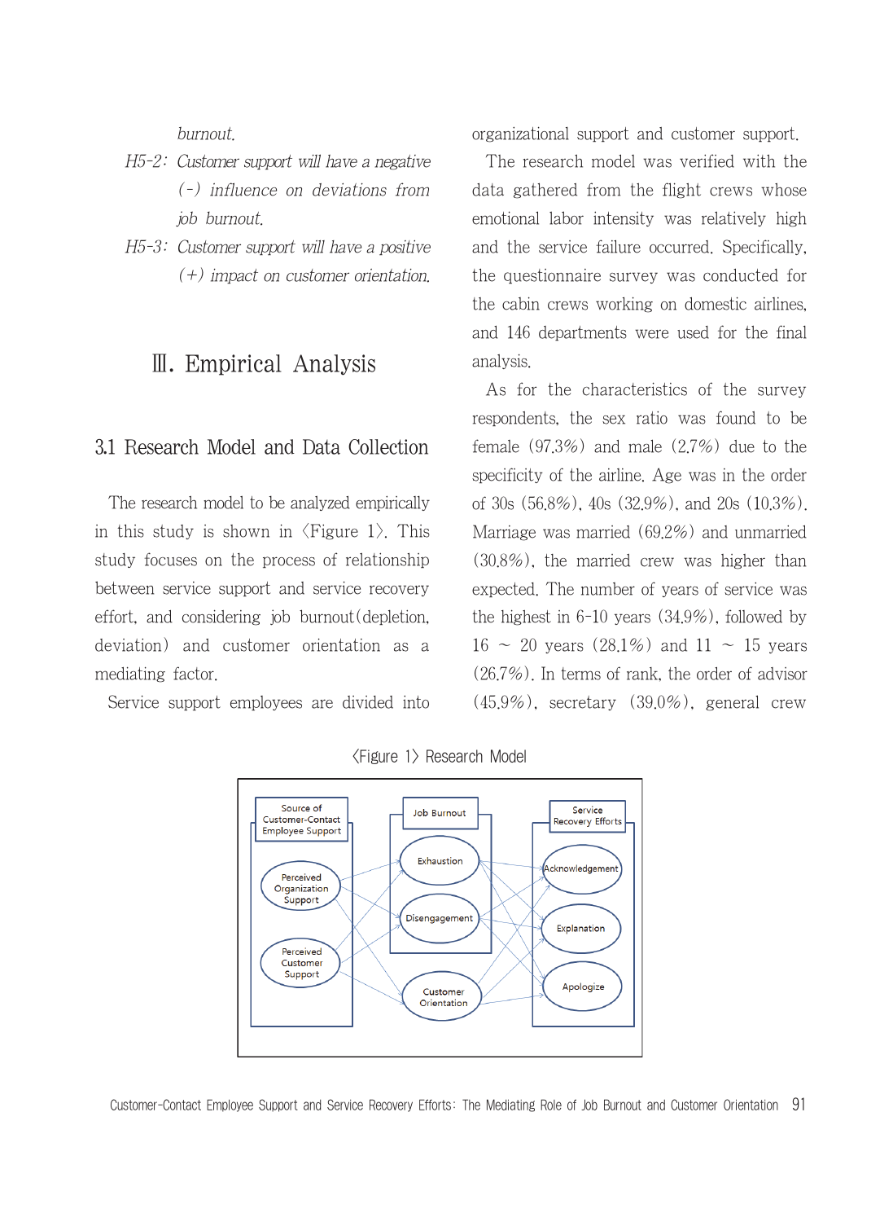*burnout.*

*H5-2: Customer support will have a negative (-) influence on deviations from job burnout.*

*H5-3: Customer support will have a positive (+) impact on customer orientation.*

# Ⅲ. Empirical Analysis

## 3.1 Research Model and Data Collection

The research model to be analyzed empirically in this study is shown in 〈Figure 1〉. This study focuses on the process of relationship between service support and service recovery effort, and considering job burnout(depletion, deviation) and customer orientation as a mediating factor.

Service support employees are divided into organizational support and customer support.

The research model was verified with the data gathered from the flight crews whose emotional labor intensity was relatively high and the service failure occurred. Specifically, the questionnaire survey was conducted for the cabin crews working on domestic airlines, and 146 departments were used for the final analysis.

As for the characteristics of the survey respondents, the sex ratio was found to be female (97.3%) and male (2.7%) due to the specificity of the airline. Age was in the order of 30s (56.8%), 40s (32.9%), and 20s (10.3%). Marriage was married (69.2%) and unmarried (30.8%), the married crew was higher than expected. The number of years of service was the highest in 6-10 years (34.9%), followed by 16 ~ 20 years (28.1%) and 11 ~ 15 years (26.7%). In terms of rank, the order of advisor (45.9%), secretary (39.0%), general crew

〈Figure 1〉 Research Model

Source of Customer-Contact Employee Support: Perceived Organization Support; Perceived Customer Support

Job Burnout: Exhaustion; Disengagement

Customer Orientation

Service Recovery Efforts: Acknowledgement; Explanation; Apologize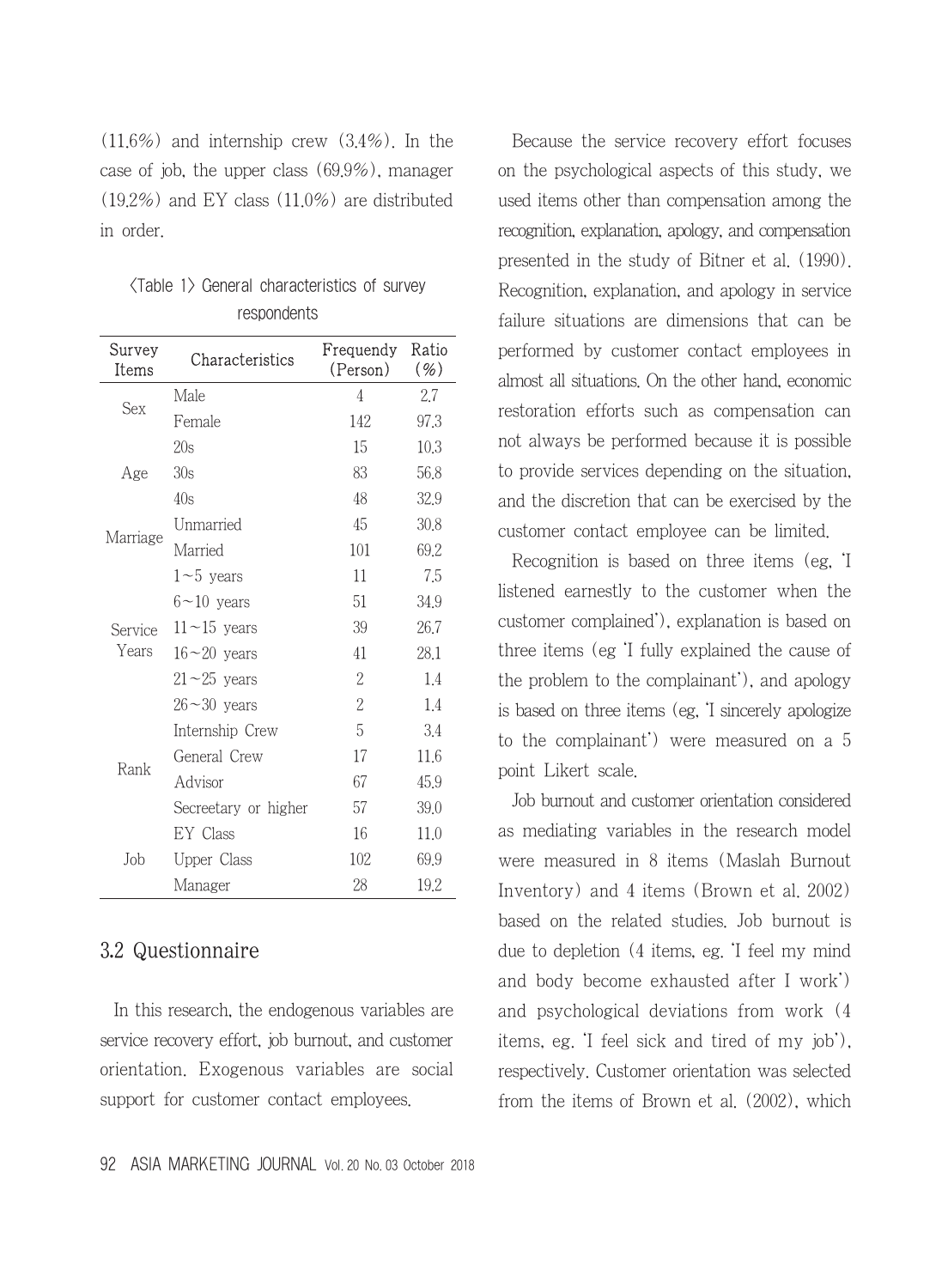(11.6%) and internship crew (3.4%). In the case of job, the upper class (69.9%), manager (19.2%) and EY class (11.0%) are distributed in order.

〈Table 1〉 General characteristics of survey respondents

| Survey Items | Characteristics | Frequendy (Person) | Ratio (%) |
|---|---|---|---|
| Sex | Male | 4 | 2.7 |
| | Female | 142 | 97.3 |
| Age | 20s | 15 | 10.3 |
| | 30s | 83 | 56.8 |
| | 40s | 48 | 32.9 |
| Marriage | Unmarried | 45 | 30.8 |
| | Married | 101 | 69.2 |
| Service Years | 1~5 years | 11 | 7.5 |
| | 6~10 years | 51 | 34.9 |
| | 11~15 years | 39 | 26.7 |
| | 16~20 years | 41 | 28.1 |
| | 21~25 years | 2 | 1.4 |
| | 26~30 years | 2 | 1.4 |
| Rank | Internship Crew | 5 | 3.4 |
| | General Crew | 17 | 11.6 |
| | Advisor | 67 | 45.9 |
| | Secreetary or higher | 57 | 39.0 |
| Job | EY Class | 16 | 11.0 |
| | Upper Class | 102 | 69.9 |
| | Manager | 28 | 19.2 |

## 3.2 Questionnaire

In this research, the endogenous variables are service recovery effort, job burnout, and customer orientation. Exogenous variables are social support for customer contact employees.

Because the service recovery effort focuses on the psychological aspects of this study, we used items other than compensation among the recognition, explanation, apology, and compensation presented in the study of Bitner et al. (1990). Recognition, explanation, and apology in service failure situations are dimensions that can be performed by customer contact employees in almost all situations. On the other hand, economic restoration efforts such as compensation can not always be performed because it is possible to provide services depending on the situation, and the discretion that can be exercised by the customer contact employee can be limited.

Recognition is based on three items (eg, 'I listened earnestly to the customer when the customer complained'), explanation is based on three items (eg 'I fully explained the cause of the problem to the complainant'), and apology is based on three items (eg, 'I sincerely apologize to the complainant') were measured on a 5 point Likert scale.

Job burnout and customer orientation considered as mediating variables in the research model were measured in 8 items (Maslah Burnout Inventory) and 4 items (Brown et al. 2002) based on the related studies. Job burnout is due to depletion (4 items, eg. 'I feel my mind and body become exhausted after I work') and psychological deviations from work (4 items, eg. 'I feel sick and tired of my job'), respectively. Customer orientation was selected from the items of Brown et al. (2002), which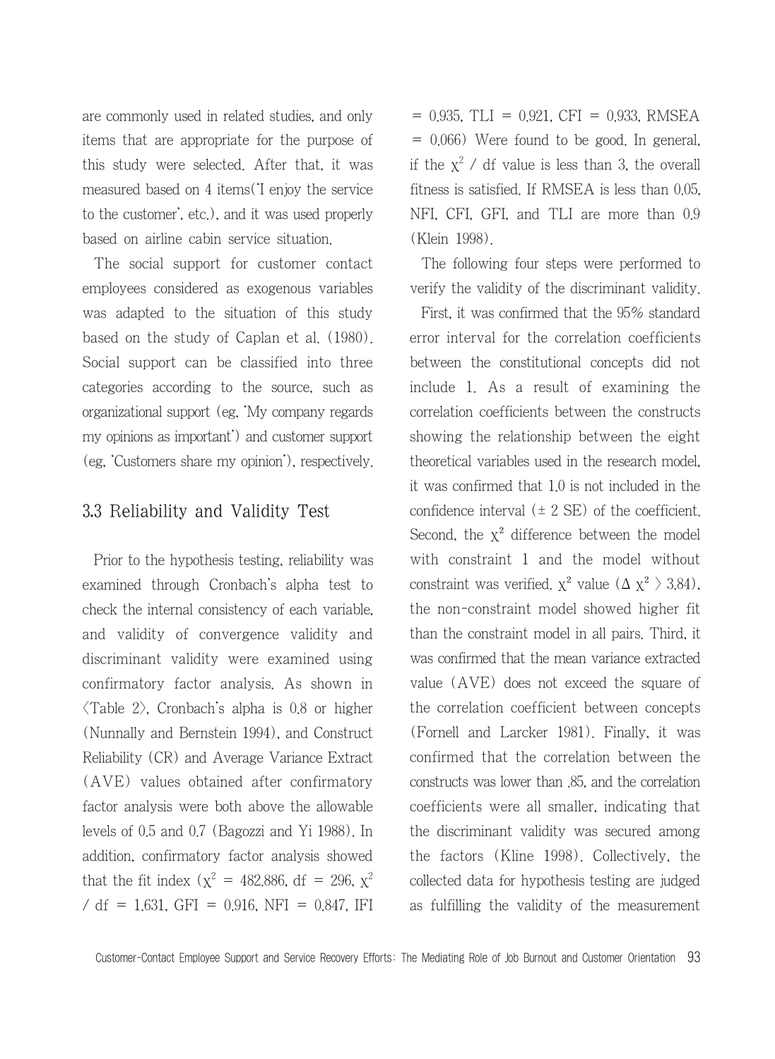are commonly used in related studies, and only items that are appropriate for the purpose of this study were selected. After that, it was measured based on 4 items('I enjoy the service to the customer', etc.), and it was used properly based on airline cabin service situation.

The social support for customer contact employees considered as exogenous variables was adapted to the situation of this study based on the study of Caplan et al. (1980). Social support can be classified into three categories according to the source, such as organizational support (eg, 'My company regards my opinions as important') and customer support (eg, 'Customers share my opinion'), respectively.

## 3.3 Reliability and Validity Test

Prior to the hypothesis testing, reliability was examined through Cronbach's alpha test to check the internal consistency of each variable, and validity of convergence validity and discriminant validity were examined using confirmatory factor analysis. As shown in 〈Table 2〉, Cronbach's alpha is 0.8 or higher (Nunnally and Bernstein 1994), and Construct Reliability (CR) and Average Variance Extract (AVE) values obtained after confirmatory factor analysis were both above the allowable levels of 0.5 and 0.7 (Bagozzi and Yi 1988). In addition, confirmatory factor analysis showed that the fit index ($\chi^2$ = 482.886, df = 296, $\chi^2$ / df = 1.631, GFI = 0.916, NFI = 0.847, IFI = 0.935, TLI = 0.921, CFI = 0.933, RMSEA = 0.066) Were found to be good. In general, if the $\chi^2$ / df value is less than 3, the overall fitness is satisfied. If RMSEA is less than 0.05, NFI, CFI, GFI, and TLI are more than 0.9 (Klein 1998).

The following four steps were performed to verify the validity of the discriminant validity.

First, it was confirmed that the 95% standard error interval for the correlation coefficients between the constitutional concepts did not include 1. As a result of examining the correlation coefficients between the constructs showing the relationship between the eight theoretical variables used in the research model, it was confirmed that 1.0 is not included in the confidence interval (± 2 SE) of the coefficient. Second, the $\chi^2$ difference between the model with constraint 1 and the model without constraint was verified. $\chi^2$ value ($\Delta \chi^2$ 〉 3.84), the non-constraint model showed higher fit than the constraint model in all pairs. Third, it was confirmed that the mean variance extracted value (AVE) does not exceed the square of the correlation coefficient between concepts (Fornell and Larcker 1981). Finally, it was confirmed that the correlation between the constructs was lower than .85, and the correlation coefficients were all smaller, indicating that the discriminant validity was secured among the factors (Kline 1998). Collectively, the collected data for hypothesis testing are judged as fulfilling the validity of the measurement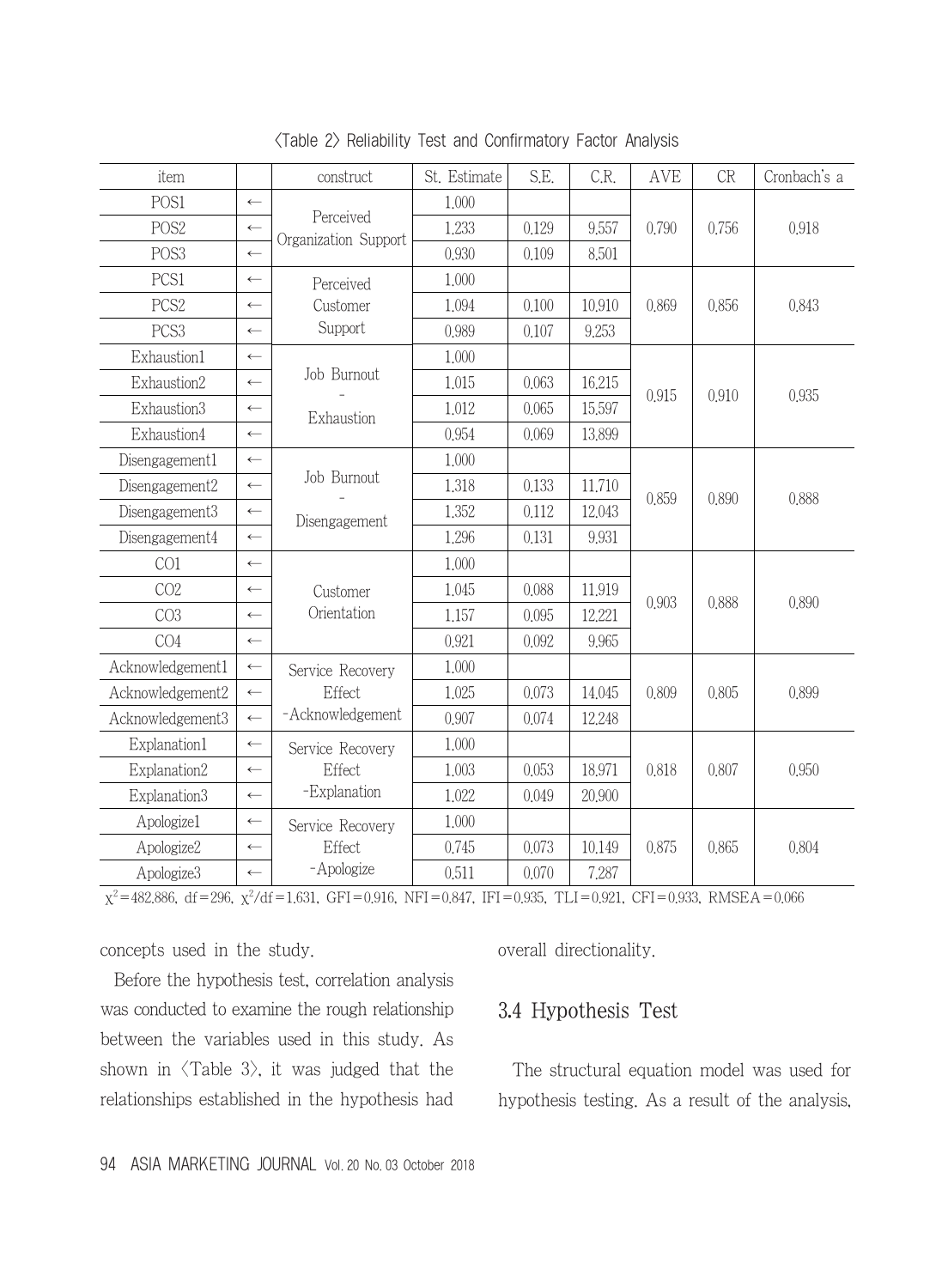<Table 2> Reliability Test and Confirmatory Factor Analysis

| item | | construct | St. Estimate | S.E. | C.R. | AVE | CR | Cronbach's α |
|---|---|---|---|---|---|---|---|---|
| POS1 | ← | Perceived Organization Support | 1.000 | | | 0.790 | 0.756 | 0.918 |
| POS2 | ← | | 1.233 | 0.129 | 9.557 | | | |
| POS3 | ← | | 0.930 | 0.109 | 8.501 | | | |
| PCS1 | ← | Perceived Customer Support | 1.000 | | | 0.869 | 0.856 | 0.843 |
| PCS2 | ← | | 1.094 | 0.100 | 10.910 | | | |
| PCS3 | ← | | 0.989 | 0.107 | 9.253 | | | |
| Exhaustion1 | ← | Job Burnout - Exhaustion | 1.000 | | | 0.915 | 0.910 | 0.935 |
| Exhaustion2 | ← | | 1.015 | 0.063 | 16.215 | | | |
| Exhaustion3 | ← | | 1.012 | 0.065 | 15.597 | | | |
| Exhaustion4 | ← | | 0.954 | 0.069 | 13.899 | | | |
| Disengagement1 | ← | Job Burnout - Disengagement | 1.000 | | | 0.859 | 0.890 | 0.888 |
| Disengagement2 | ← | | 1.318 | 0.133 | 11.710 | | | |
| Disengagement3 | ← | | 1.352 | 0.112 | 12.043 | | | |
| Disengagement4 | ← | | 1.296 | 0.131 | 9.931 | | | |
| CO1 | ← | Customer Orientation | 1.000 | | | 0.903 | 0.888 | 0.890 |
| CO2 | ← | | 1.045 | 0.088 | 11.919 | | | |
| CO3 | ← | | 1.157 | 0.095 | 12.221 | | | |
| CO4 | ← | | 0.921 | 0.092 | 9.965 | | | |
| Acknowledgement1 | ← | Service Recovery Effect -Acknowledgement | 1.000 | | | 0.809 | 0.805 | 0.899 |
| Acknowledgement2 | ← | | 1.025 | 0.073 | 14.045 | | | |
| Acknowledgement3 | ← | | 0.907 | 0.074 | 12.248 | | | |
| Explanation1 | ← | Service Recovery Effect -Explanation | 1.000 | | | 0.818 | 0.807 | 0.950 |
| Explanation2 | ← | | 1.003 | 0.053 | 18.971 | | | |
| Explanation3 | ← | | 1.022 | 0.049 | 20.900 | | | |
| Apologize1 | ← | Service Recovery Effect -Apologize | 1.000 | | | 0.875 | 0.865 | 0.804 |
| Apologize2 | ← | | 0.745 | 0.073 | 10.149 | | | |
| Apologize3 | ← | | 0.511 | 0.070 | 7.287 | | | |

$\chi^2$=482.886, df=296, $\chi^2$/df=1.631, GFI=0.916, NFI=0.847, IFI=0.935, TLI=0.921, CFI=0.933, RMSEA=0.066

concepts used in the study.

Before the hypothesis test, correlation analysis was conducted to examine the rough relationship between the variables used in this study. As shown in <Table 3>, it was judged that the relationships established in the hypothesis had overall directionality.

## 3.4 Hypothesis Test

The structural equation model was used for hypothesis testing. As a result of the analysis,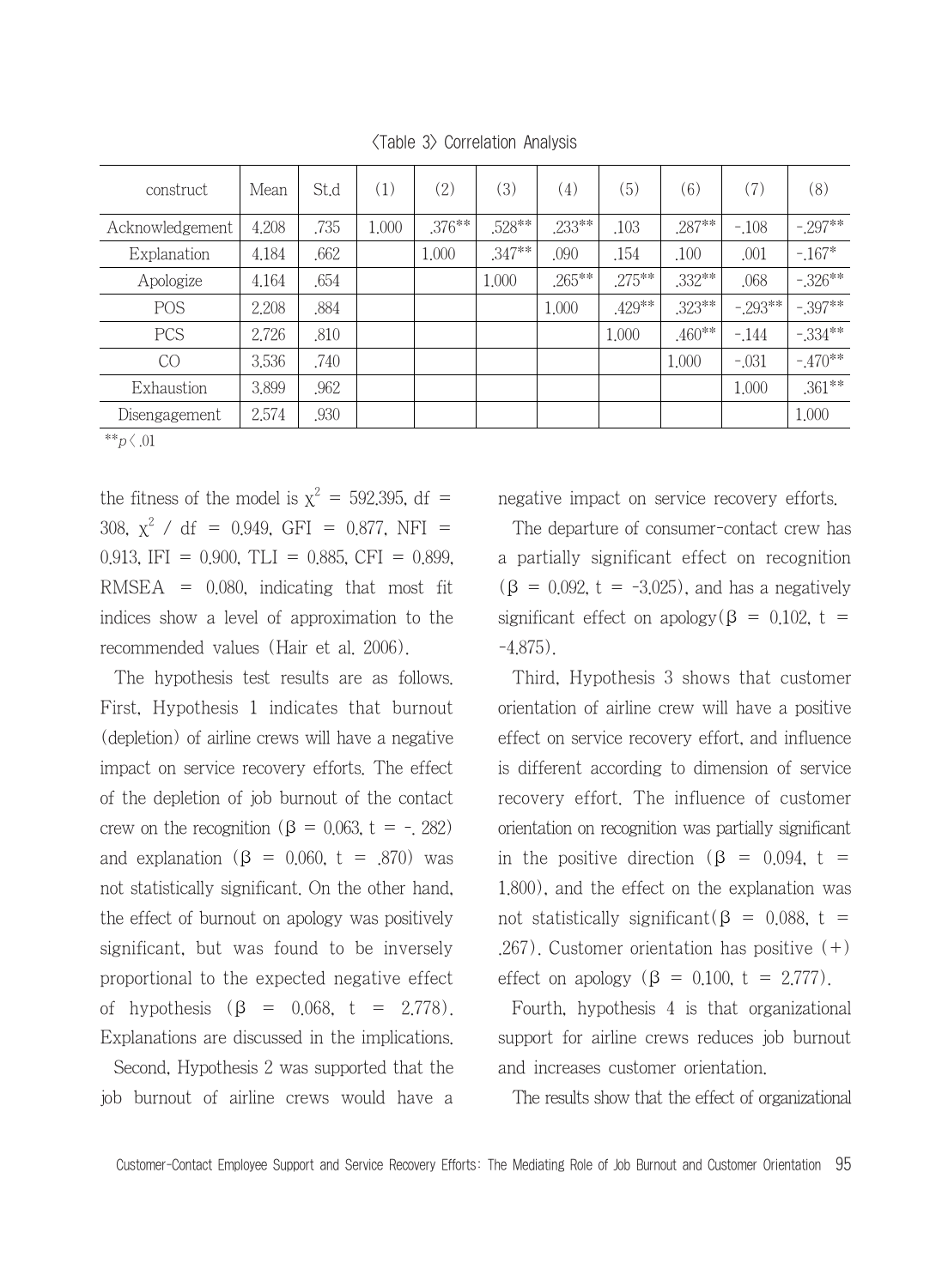〈Table 3〉 Correlation Analysis

| construct | Mean | St.d | (1) | (2) | (3) | (4) | (5) | (6) | (7) | (8) |
|---|---|---|---|---|---|---|---|---|---|---|
| Acknowledgement | 4.208 | .735 | 1.000 | .376** | .528** | .233** | .103 | .287** | -.108 | -.297** |
| Explanation | 4.184 | .662 | | 1.000 | .347** | .090 | .154 | .100 | .001 | -.167* |
| Apologize | 4.164 | .654 | | | 1.000 | .265** | .275** | .332** | .068 | -.326** |
| POS | 2.208 | .884 | | | | 1.000 | .429** | .323** | -.293** | -.397** |
| PCS | 2.726 | .810 | | | | | 1.000 | .460** | -.144 | -.334** |
| CO | 3.536 | .740 | | | | | | 1.000 | -.031 | -.470** |
| Exhaustion | 3.899 | .962 | | | | | | | 1.000 | .361** |
| Disengagement | 2.574 | .930 | | | | | | | | 1.000 |

** $p < .01$

the fitness of the model is $\chi^2$ = 592.395, df = 308, $\chi^2$ / df = 0.949, GFI = 0.877, NFI = 0.913, IFI = 0.900, TLI = 0.885, CFI = 0.899, RMSEA = 0.080, indicating that most fit indices show a level of approximation to the recommended values (Hair et al. 2006).

The hypothesis test results are as follows. First, Hypothesis 1 indicates that burnout (depletion) of airline crews will have a negative impact on service recovery efforts. The effect of the depletion of job burnout of the contact crew on the recognition (β = 0.063, t = -. 282) and explanation (β = 0.060, t = .870) was not statistically significant. On the other hand, the effect of burnout on apology was positively significant, but was found to be inversely proportional to the expected negative effect of hypothesis (β = 0.068, t = 2.778). Explanations are discussed in the implications.

Second, Hypothesis 2 was supported that the job burnout of airline crews would have a negative impact on service recovery efforts.

The departure of consumer-contact crew has a partially significant effect on recognition (β = 0.092, t = -3.025), and has a negatively significant effect on apology(β = 0.102, t = -4.875).

Third, Hypothesis 3 shows that customer orientation of airline crew will have a positive effect on service recovery effort, and influence is different according to dimension of service recovery effort. The influence of customer orientation on recognition was partially significant in the positive direction (β = 0.094, t = 1.800), and the effect on the explanation was not statistically significant(β = 0.088, t = .267). Customer orientation has positive (+) effect on apology (β = 0.100, t = 2.777).

Fourth, hypothesis 4 is that organizational support for airline crews reduces job burnout and increases customer orientation.

The results show that the effect of organizational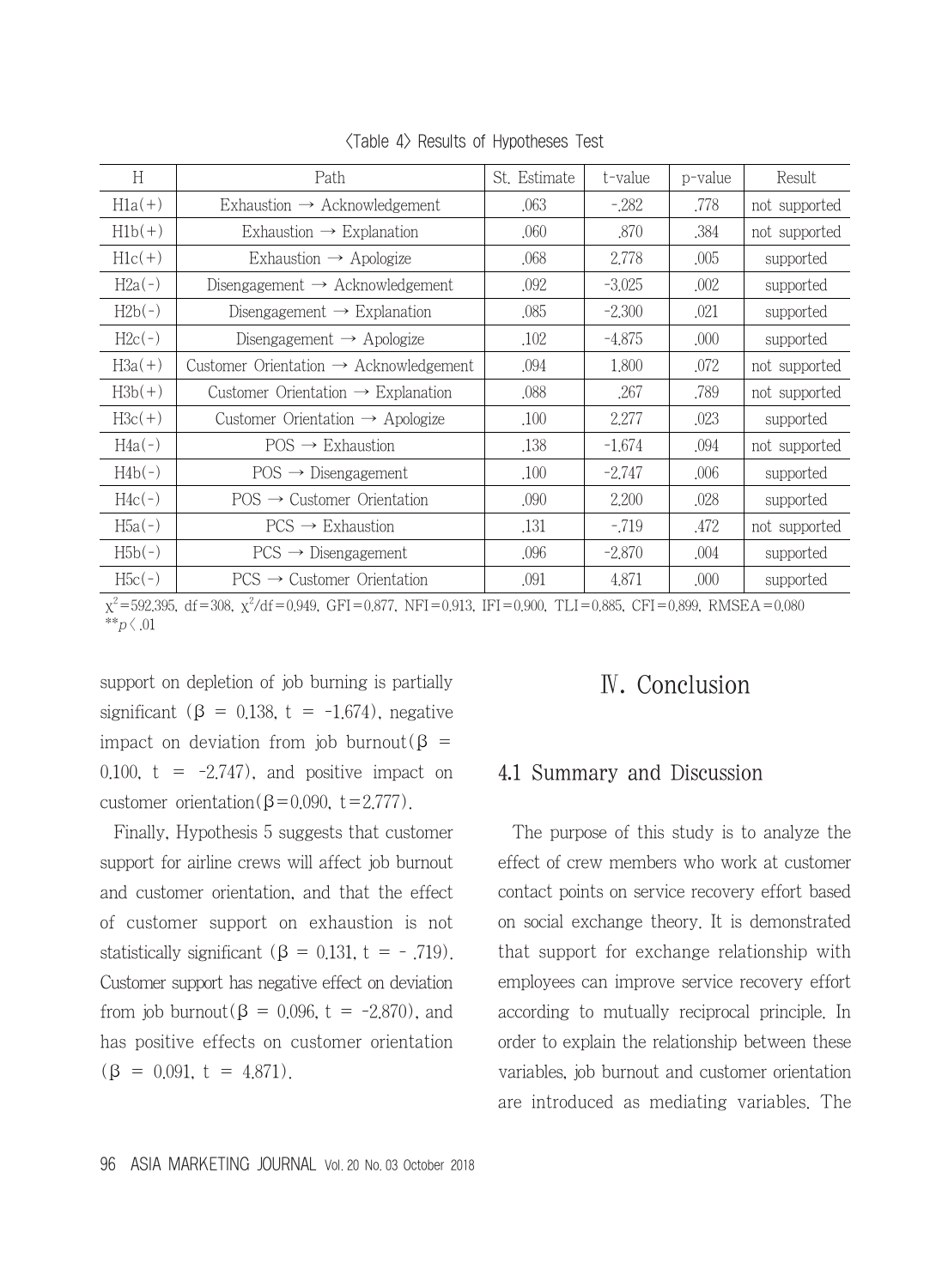<Table 4> Results of Hypotheses Test

| H | Path | St. Estimate | t-value | p-value | Result |
|---|---|---|---|---|---|
| H1a(+) | Exhaustion → Acknowledgement | .063 | -.282 | .778 | not supported |
| H1b(+) | Exhaustion → Explanation | .060 | .870 | .384 | not supported |
| H1c(+) | Exhaustion → Apologize | .068 | 2.778 | .005 | supported |
| H2a(-) | Disengagement → Acknowledgement | .092 | -3.025 | .002 | supported |
| H2b(-) | Disengagement → Explanation | .085 | -2.300 | .021 | supported |
| H2c(-) | Disengagement → Apologize | .102 | -4.875 | .000 | supported |
| H3a(+) | Customer Orientation → Acknowledgement | .094 | 1.800 | .072 | not supported |
| H3b(+) | Customer Orientation → Explanation | .088 | .267 | .789 | not supported |
| H3c(+) | Customer Orientation → Apologize | .100 | 2.277 | .023 | supported |
| H4a(-) | POS → Exhaustion | .138 | -1.674 | .094 | not supported |
| H4b(-) | POS → Disengagement | .100 | -2.747 | .006 | supported |
| H4c(-) | POS → Customer Orientation | .090 | 2.200 | .028 | supported |
| H5a(-) | PCS → Exhaustion | .131 | -.719 | .472 | not supported |
| H5b(-) | PCS → Disengagement | .096 | -2.870 | .004 | supported |
| H5c(-) | PCS → Customer Orientation | .091 | 4.871 | .000 | supported |

$\chi^2$=592.395, df=308, $\chi^2$/df=0.949, GFI=0.877, NFI=0.913, IFI=0.900, TLI=0.885, CFI=0.899, RMSEA=0.080
$^{**}p < .01$

support on depletion of job burning is partially significant (β = 0.138, t = -1.674), negative impact on deviation from job burnout(β = 0.100, t = -2.747), and positive impact on customer orientation(β=0.090, t=2.777).

Finally, Hypothesis 5 suggests that customer support for airline crews will affect job burnout and customer orientation, and that the effect of customer support on exhaustion is not statistically significant (β = 0.131, t = - .719). Customer support has negative effect on deviation from job burnout(β = 0.096, t = -2.870), and has positive effects on customer orientation (β = 0.091, t = 4.871).

# Ⅳ. Conclusion

## 4.1 Summary and Discussion

The purpose of this study is to analyze the effect of crew members who work at customer contact points on service recovery effort based on social exchange theory. It is demonstrated that support for exchange relationship with employees can improve service recovery effort according to mutually reciprocal principle. In order to explain the relationship between these variables, job burnout and customer orientation are introduced as mediating variables. The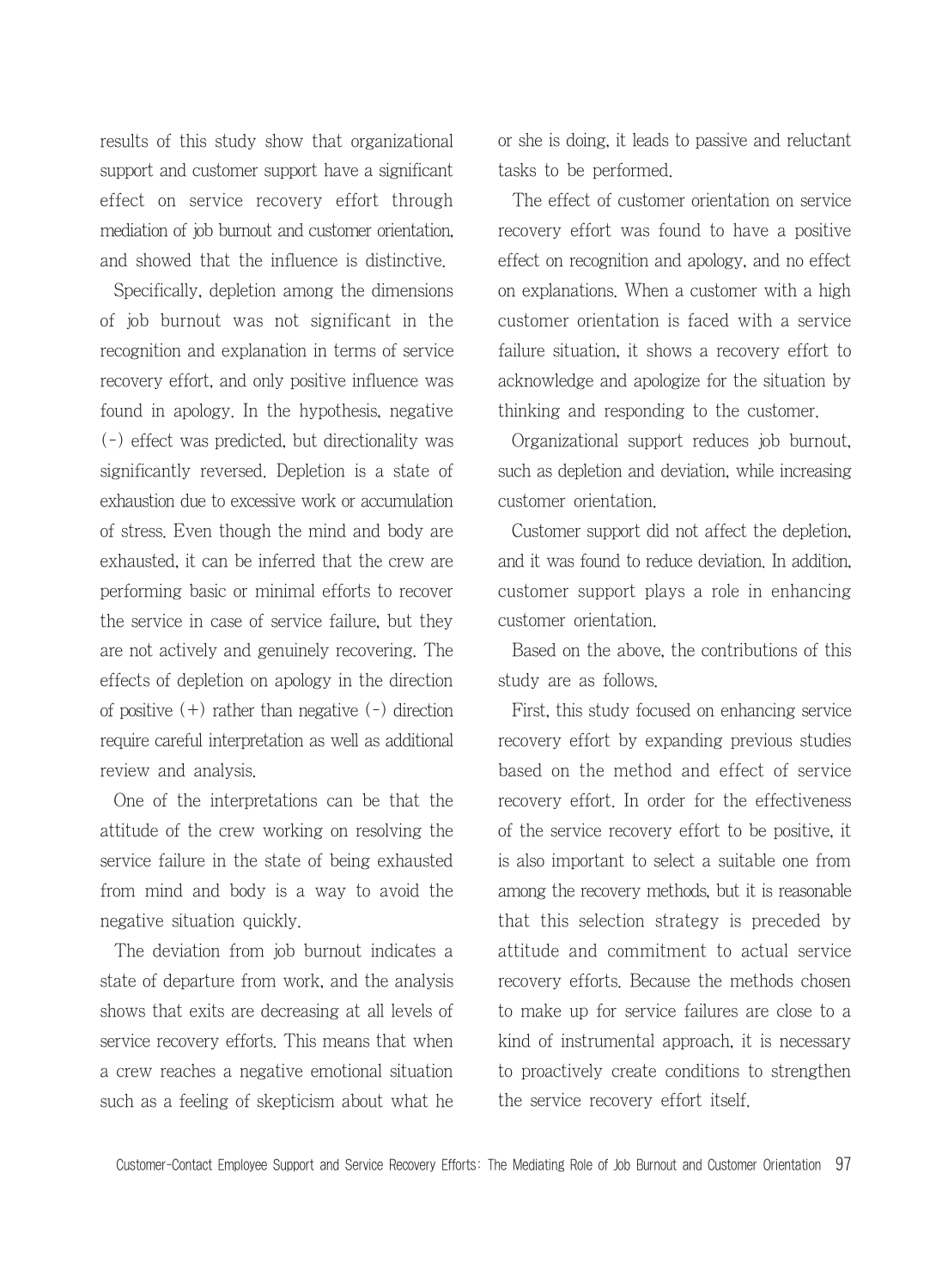results of this study show that organizational support and customer support have a significant effect on service recovery effort through mediation of job burnout and customer orientation, and showed that the influence is distinctive.

Specifically, depletion among the dimensions of job burnout was not significant in the recognition and explanation in terms of service recovery effort, and only positive influence was found in apology. In the hypothesis, negative (-) effect was predicted, but directionality was significantly reversed. Depletion is a state of exhaustion due to excessive work or accumulation of stress. Even though the mind and body are exhausted, it can be inferred that the crew are performing basic or minimal efforts to recover the service in case of service failure, but they are not actively and genuinely recovering. The effects of depletion on apology in the direction of positive (+) rather than negative (-) direction require careful interpretation as well as additional review and analysis.

One of the interpretations can be that the attitude of the crew working on resolving the service failure in the state of being exhausted from mind and body is a way to avoid the negative situation quickly.

The deviation from job burnout indicates a state of departure from work, and the analysis shows that exits are decreasing at all levels of service recovery efforts. This means that when a crew reaches a negative emotional situation such as a feeling of skepticism about what he or she is doing, it leads to passive and reluctant tasks to be performed.

The effect of customer orientation on service recovery effort was found to have a positive effect on recognition and apology, and no effect on explanations. When a customer with a high customer orientation is faced with a service failure situation, it shows a recovery effort to acknowledge and apologize for the situation by thinking and responding to the customer.

Organizational support reduces job burnout, such as depletion and deviation, while increasing customer orientation.

Customer support did not affect the depletion, and it was found to reduce deviation. In addition, customer support plays a role in enhancing customer orientation.

Based on the above, the contributions of this study are as follows.

First, this study focused on enhancing service recovery effort by expanding previous studies based on the method and effect of service recovery effort. In order for the effectiveness of the service recovery effort to be positive, it is also important to select a suitable one from among the recovery methods, but it is reasonable that this selection strategy is preceded by attitude and commitment to actual service recovery efforts. Because the methods chosen to make up for service failures are close to a kind of instrumental approach, it is necessary to proactively create conditions to strengthen the service recovery effort itself.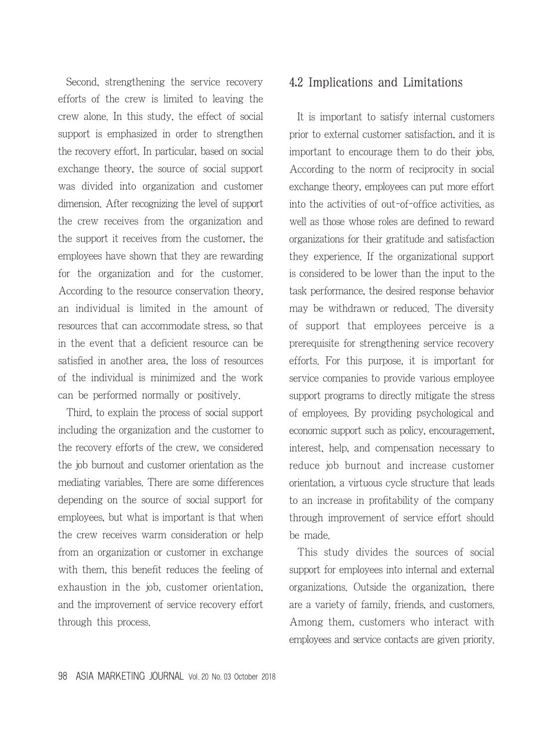Second, strengthening the service recovery efforts of the crew is limited to leaving the crew alone. In this study, the effect of social support is emphasized in order to strengthen the recovery effort. In particular, based on social exchange theory, the source of social support was divided into organization and customer dimension. After recognizing the level of support the crew receives from the organization and the support it receives from the customer, the employees have shown that they are rewarding for the organization and for the customer. According to the resource conservation theory, an individual is limited in the amount of resources that can accommodate stress, so that in the event that a deficient resource can be satisfied in another area, the loss of resources of the individual is minimized and the work can be performed normally or positively.

Third, to explain the process of social support including the organization and the customer to the recovery efforts of the crew, we considered the job burnout and customer orientation as the mediating variables. There are some differences depending on the source of social support for employees, but what is important is that when the crew receives warm consideration or help from an organization or customer in exchange with them, this benefit reduces the feeling of exhaustion in the job, customer orientation, and the improvement of service recovery effort through this process.

## 4.2 Implications and Limitations

It is important to satisfy internal customers prior to external customer satisfaction, and it is important to encourage them to do their jobs. According to the norm of reciprocity in social exchange theory, employees can put more effort into the activities of out-of-office activities, as well as those whose roles are defined to reward organizations for their gratitude and satisfaction they experience. If the organizational support is considered to be lower than the input to the task performance, the desired response behavior may be withdrawn or reduced. The diversity of support that employees perceive is a prerequisite for strengthening service recovery efforts. For this purpose, it is important for service companies to provide various employee support programs to directly mitigate the stress of employees. By providing psychological and economic support such as policy, encouragement, interest, help, and compensation necessary to reduce job burnout and increase customer orientation, a virtuous cycle structure that leads to an increase in profitability of the company through improvement of service effort should be made.

This study divides the sources of social support for employees into internal and external organizations. Outside the organization, there are a variety of family, friends, and customers. Among them, customers who interact with employees and service contacts are given priority.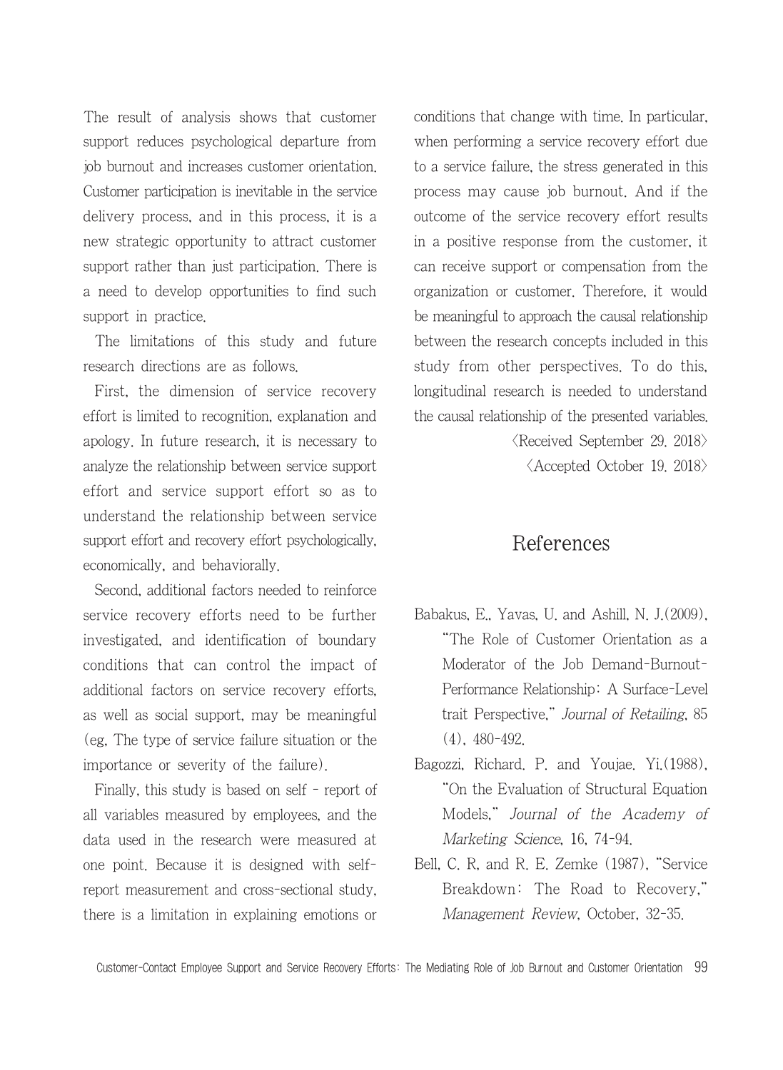The result of analysis shows that customer support reduces psychological departure from job burnout and increases customer orientation. Customer participation is inevitable in the service delivery process, and in this process, it is a new strategic opportunity to attract customer support rather than just participation. There is a need to develop opportunities to find such support in practice.

The limitations of this study and future research directions are as follows.

First, the dimension of service recovery effort is limited to recognition, explanation and apology. In future research, it is necessary to analyze the relationship between service support effort and service support effort so as to understand the relationship between service support effort and recovery effort psychologically, economically, and behaviorally.

Second, additional factors needed to reinforce service recovery efforts need to be further investigated, and identification of boundary conditions that can control the impact of additional factors on service recovery efforts, as well as social support, may be meaningful (eg, The type of service failure situation or the importance or severity of the failure).

Finally, this study is based on self - report of all variables measured by employees, and the data used in the research were measured at one point. Because it is designed with self-report measurement and cross-sectional study, there is a limitation in explaining emotions or conditions that change with time. In particular, when performing a service recovery effort due to a service failure, the stress generated in this process may cause job burnout. And if the outcome of the service recovery effort results in a positive response from the customer, it can receive support or compensation from the organization or customer. Therefore, it would be meaningful to approach the causal relationship between the research concepts included in this study from other perspectives. To do this, longitudinal research is needed to understand the causal relationship of the presented variables.

〈Received September 29. 2018〉

〈Accepted October 19. 2018〉

# References

Babakus, E., Yavas, U. and Ashill, N. J.(2009), "The Role of Customer Orientation as a Moderator of the Job Demand-Burnout-Performance Relationship: A Surface-Level trait Perspective," *Journal of Retailing*, 85 (4), 480-492.

Bagozzi, Richard. P. and Youjae. Yi.(1988), "On the Evaluation of Structural Equation Models," *Journal of the Academy of Marketing Science*, 16, 74-94.

Bell, C. R, and R. E. Zemke (1987), "Service Breakdown: The Road to Recovery," *Management Review*, October, 32-35.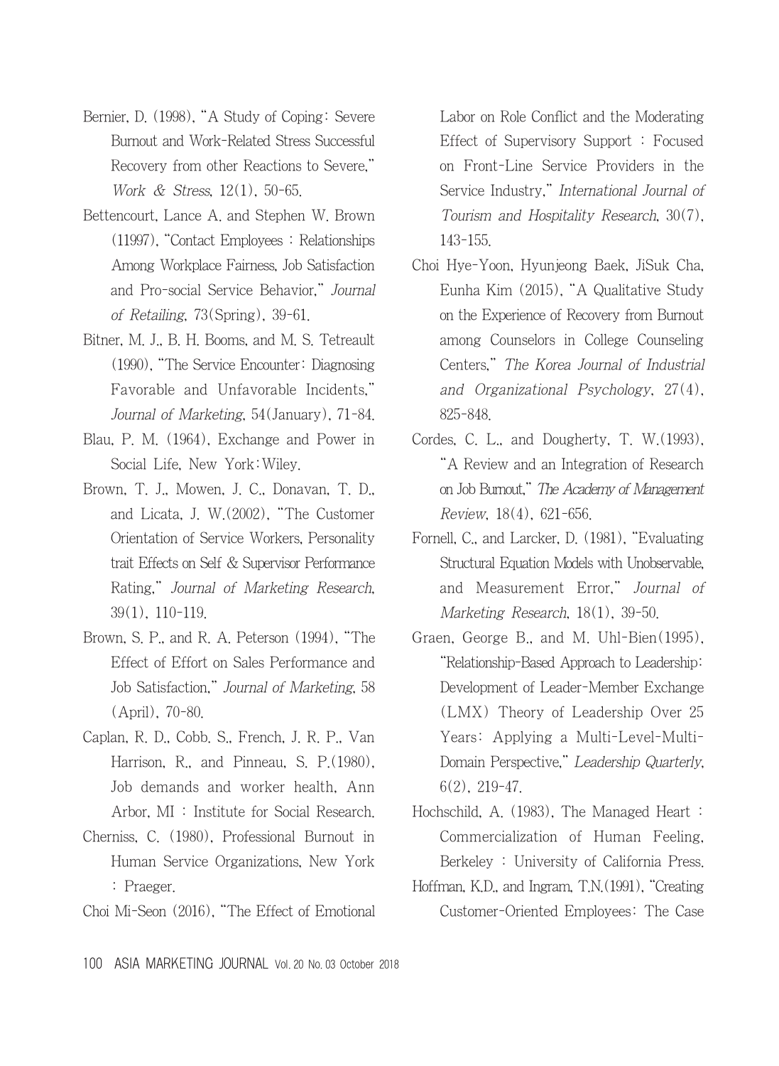Bernier, D. (1998), "A Study of Coping: Severe Burnout and Work-Related Stress Successful Recovery from other Reactions to Severe," *Work & Stress*, 12(1), 50-65.

Bettencourt, Lance A. and Stephen W. Brown (11997), "Contact Employees : Relationships Among Workplace Fairness, Job Satisfaction and Pro-social Service Behavior," *Journal of Retailing*, 73(Spring), 39-61.

Bitner, M. J., B. H. Booms, and M. S. Tetreault (1990), "The Service Encounter: Diagnosing Favorable and Unfavorable Incidents," *Journal of Marketing*, 54(January), 71-84.

Blau, P. M. (1964), Exchange and Power in Social Life, New York:Wiley.

Brown, T. J., Mowen, J. C., Donavan, T. D., and Licata, J. W.(2002), "The Customer Orientation of Service Workers, Personality trait Effects on Self & Supervisor Performance Rating," *Journal of Marketing Research*, 39(1), 110-119.

Brown, S. P., and R. A. Peterson (1994), "The Effect of Effort on Sales Performance and Job Satisfaction," *Journal of Marketing*, 58 (April), 70-80.

Caplan, R. D., Cobb. S., French, J. R. P., Van Harrison, R., and Pinneau, S. P.(1980), Job demands and worker health, Ann Arbor, MI : Institute for Social Research.

Cherniss, C. (1980), Professional Burnout in Human Service Organizations, New York : Praeger.

Choi Mi-Seon (2016), "The Effect of Emotional Labor on Role Conflict and the Moderating Effect of Supervisory Support : Focused on Front-Line Service Providers in the Service Industry," *International Journal of Tourism and Hospitality Research*, 30(7), 143-155.

Choi Hye-Yoon, Hyunjeong Baek, JiSuk Cha, Eunha Kim (2015), "A Qualitative Study on the Experience of Recovery from Burnout among Counselors in College Counseling Centers," *The Korea Journal of Industrial and Organizational Psychology*, 27(4), 825-848.

Cordes, C. L., and Dougherty, T. W.(1993), "A Review and an Integration of Research on Job Burnout," *The Academy of Management Review*, 18(4), 621-656.

Fornell, C., and Larcker, D. (1981), "Evaluating Structural Equation Models with Unobservable, and Measurement Error," *Journal of Marketing Research*, 18(1), 39-50.

Graen, George B., and M. Uhl-Bien(1995), "Relationship-Based Approach to Leadership: Development of Leader-Member Exchange (LMX) Theory of Leadership Over 25 Years: Applying a Multi-Level-Multi-Domain Perspective," *Leadership Quarterly*, 6(2), 219-47.

Hochschild, A. (1983), The Managed Heart : Commercialization of Human Feeling, Berkeley : University of California Press.

Hoffman, K.D., and Ingram, T.N.(1991), "Creating Customer-Oriented Employees: The Case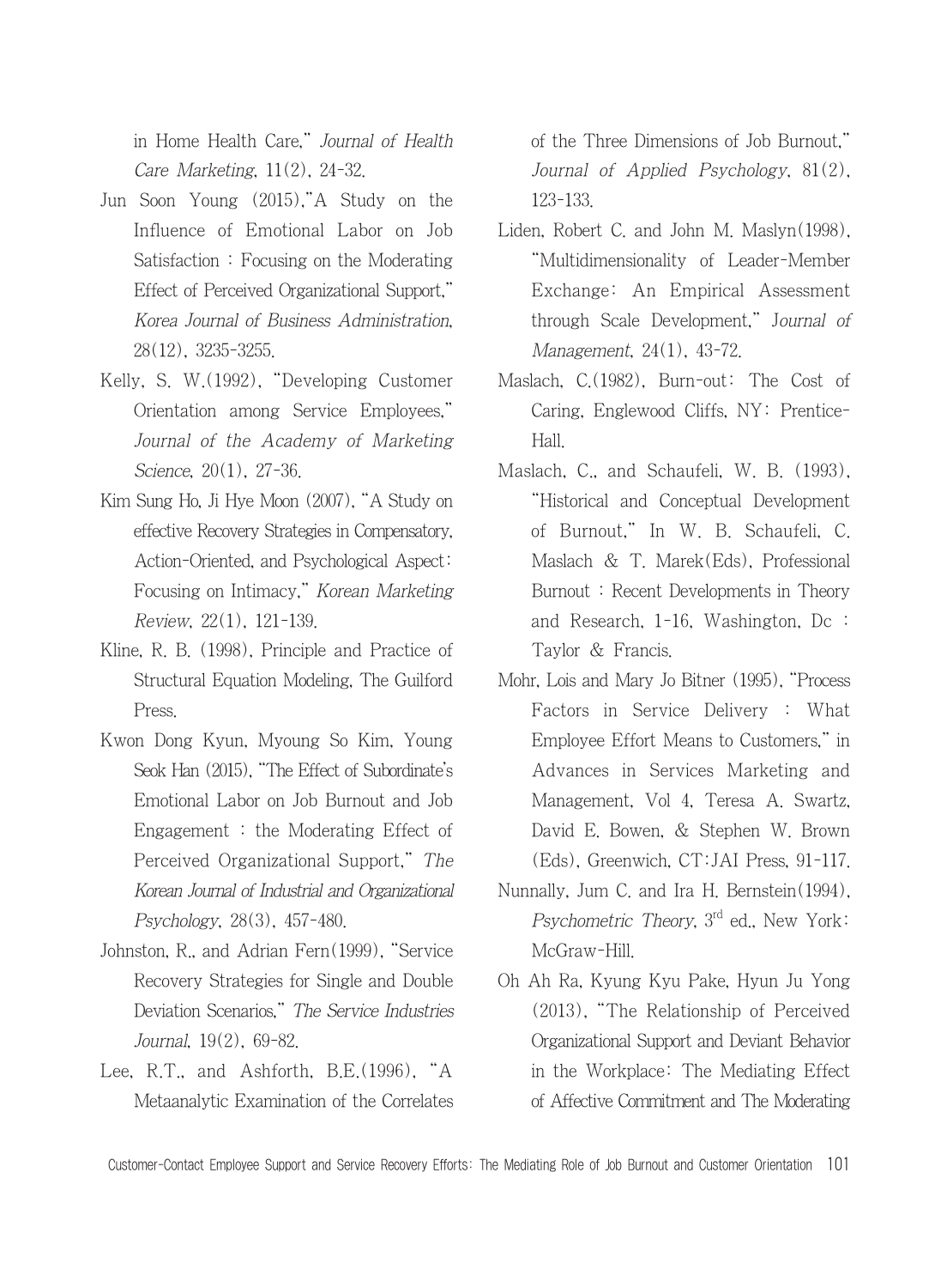in Home Health Care," *Journal of Health Care Marketing*, 11(2), 24-32.

Jun Soon Young (2015),"A Study on the Influence of Emotional Labor on Job Satisfaction : Focusing on the Moderating Effect of Perceived Organizational Support," *Korea Journal of Business Administration*, 28(12), 3235-3255.

Kelly, S. W.(1992), "Developing Customer Orientation among Service Employees," *Journal of the Academy of Marketing Science*, 20(1), 27-36.

Kim Sung Ho, Ji Hye Moon (2007), "A Study on effective Recovery Strategies in Compensatory, Action-Oriented, and Psychological Aspect: Focusing on Intimacy," *Korean Marketing Review*, 22(1), 121-139.

Kline, R. B. (1998), Principle and Practice of Structural Equation Modeling, The Guilford Press.

Kwon Dong Kyun, Myoung So Kim, Young Seok Han (2015), "The Effect of Subordinate's Emotional Labor on Job Burnout and Job Engagement : the Moderating Effect of Perceived Organizational Support," *The Korean Journal of Industrial and Organizational Psychology*, 28(3), 457-480.

Johnston, R., and Adrian Fern(1999), "Service Recovery Strategies for Single and Double Deviation Scenarios," *The Service Industries Journal*, 19(2), 69-82.

Lee, R.T., and Ashforth, B.E.(1996), "A Metaanalytic Examination of the Correlates of the Three Dimensions of Job Burnout," *Journal of Applied Psychology*, 81(2), 123-133.

Liden, Robert C. and John M. Maslyn(1998), "Multidimensionality of Leader-Member Exchange: An Empirical Assessment through Scale Development," *Journal of Management*, 24(1), 43-72.

Maslach, C.(1982), Burn-out: The Cost of Caring, Englewood Cliffs, NY: Prentice-Hall.

Maslach, C., and Schaufeli, W. B. (1993), "Historical and Conceptual Development of Burnout," In W. B. Schaufeli, C. Maslach & T. Marek(Eds), Professional Burnout : Recent Developments in Theory and Research, 1-16, Washington, Dc : Taylor & Francis.

Mohr, Lois and Mary Jo Bitner (1995), "Process Factors in Service Delivery : What Employee Effort Means to Customers," in Advances in Services Marketing and Management, Vol 4, Teresa A. Swartz, David E. Bowen, & Stephen W. Brown (Eds), Greenwich, CT:JAI Press, 91-117.

Nunnally, Jum C. and Ira H. Bernstein(1994), *Psychometric Theory*, 3rd ed., New York: McGraw-Hill.

Oh Ah Ra, Kyung Kyu Pake, Hyun Ju Yong (2013), "The Relationship of Perceived Organizational Support and Deviant Behavior in the Workplace: The Mediating Effect of Affective Commitment and The Moderating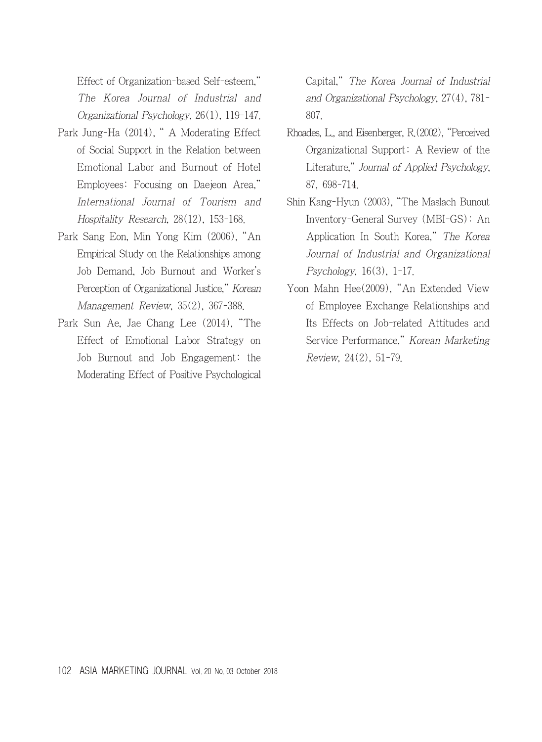Effect of Organization-based Self-esteem," *The Korea Journal of Industrial and Organizational Psychology*, 26(1), 119-147.

Park Jung-Ha (2014), " A Moderating Effect of Social Support in the Relation between Emotional Labor and Burnout of Hotel Employees: Focusing on Daejeon Area," *International Journal of Tourism and Hospitality Research*, 28(12), 153-168.

Park Sang Eon, Min Yong Kim (2006), "An Empirical Study on the Relationships among Job Demand, Job Burnout and Worker's Perception of Organizational Justice," *Korean Management Review*, 35(2), 367-388.

Park Sun Ae, Jae Chang Lee (2014), "The Effect of Emotional Labor Strategy on Job Burnout and Job Engagement: the Moderating Effect of Positive Psychological Capital," *The Korea Journal of Industrial and Organizational Psychology*, 27(4), 781-807.

Rhoades, L., and Eisenberger, R.(2002), "Perceived Organizational Support: A Review of the Literature," *Journal of Applied Psychology*, 87, 698-714.

Shin Kang-Hyun (2003), "The Maslach Bunout Inventory-General Survey (MBI-GS): An Application In South Korea," *The Korea Journal of Industrial and Organizational Psychology*, 16(3), 1-17.

Yoon Mahn Hee(2009), "An Extended View of Employee Exchange Relationships and Its Effects on Job-related Attitudes and Service Performance," *Korean Marketing Review*, 24(2), 51-79.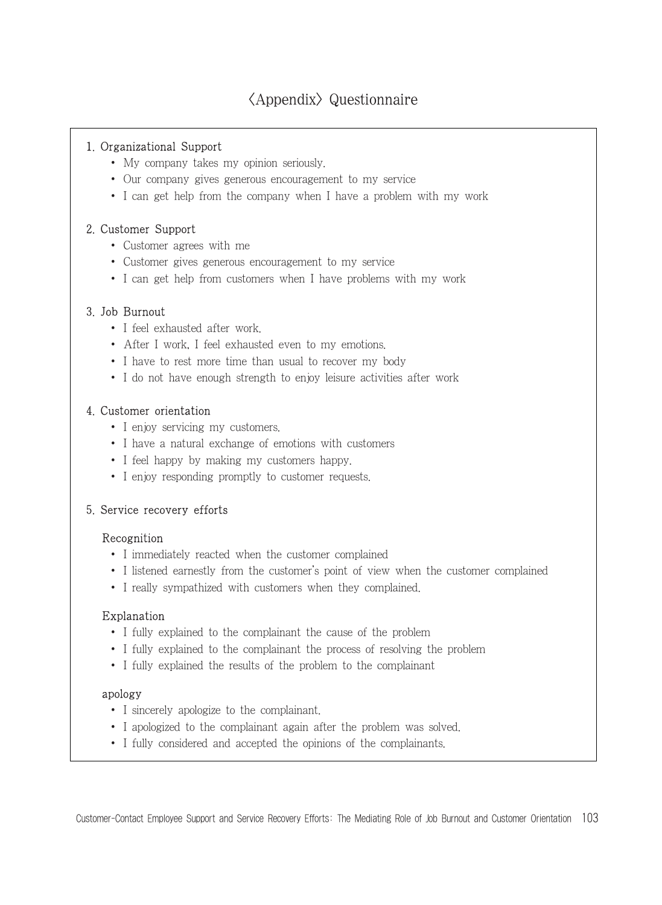# 〈Appendix〉 Questionnaire

1. Organizational Support
   - My company takes my opinion seriously.
   - Our company gives generous encouragement to my service
   - I can get help from the company when I have a problem with my work

2. Customer Support
   - Customer agrees with me
   - Customer gives generous encouragement to my service
   - I can get help from customers when I have problems with my work

3. Job Burnout
   - I feel exhausted after work.
   - After I work, I feel exhausted even to my emotions.
   - I have to rest more time than usual to recover my body
   - I do not have enough strength to enjoy leisure activities after work

4. Customer orientation
   - I enjoy servicing my customers.
   - I have a natural exchange of emotions with customers
   - I feel happy by making my customers happy.
   - I enjoy responding promptly to customer requests.

5. Service recovery efforts

   Recognition
   - I immediately reacted when the customer complained
   - I listened earnestly from the customer's point of view when the customer complained
   - I really sympathized with customers when they complained.

   Explanation
   - I fully explained to the complainant the cause of the problem
   - I fully explained to the complainant the process of resolving the problem
   - I fully explained the results of the problem to the complainant

   apology
   - I sincerely apologize to the complainant.
   - I apologized to the complainant again after the problem was solved.
   - I fully considered and accepted the opinions of the complainants.